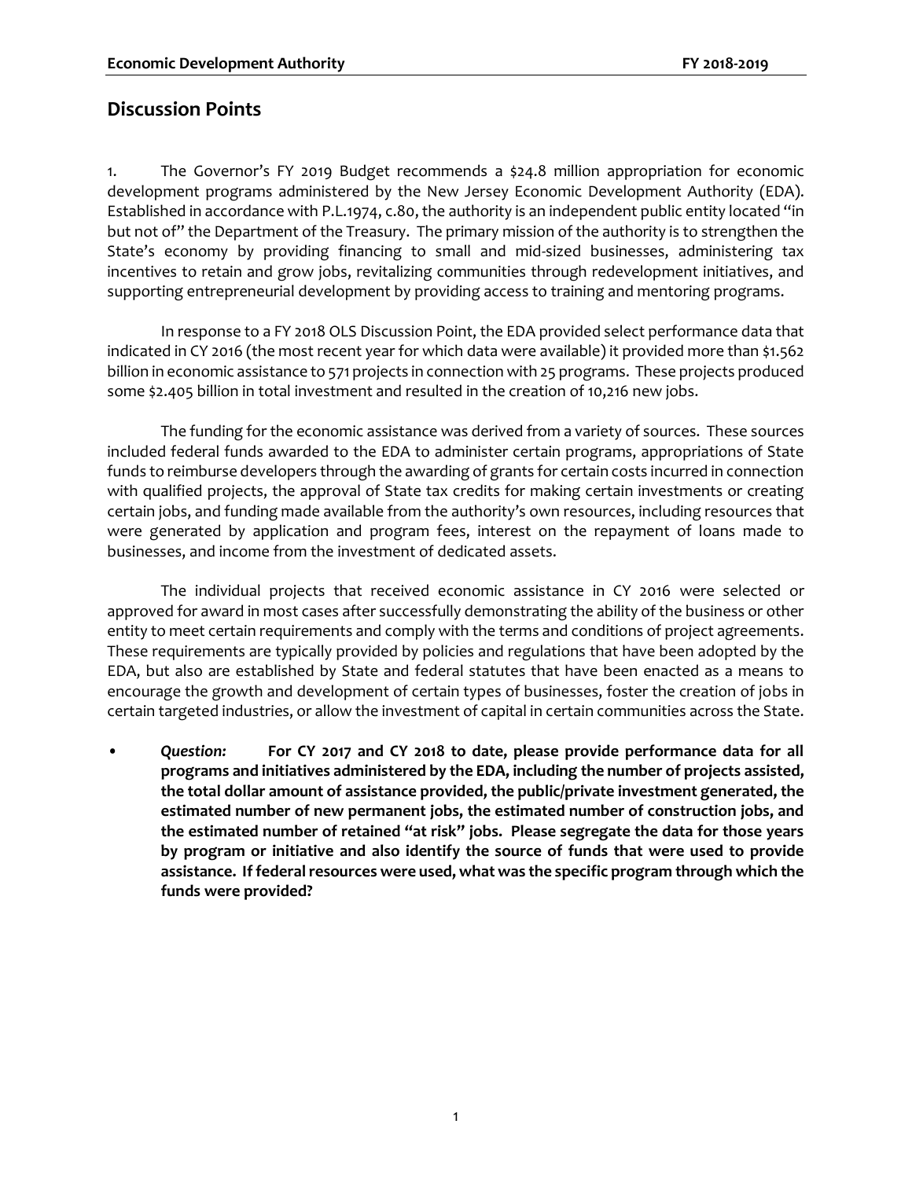## Discussion Points

1. The Governor's FY 2019 Budget recommends a $24.8 million appropriation for economic development programs administered by the New Jersey Economic Development Authority (EDA). Established in accordance with P.L.1974, c.80, the authority is an independent public entity located "in but not of" the Department of the Treasury. The primary mission of the authority is to strengthen the State's economy by providing financing to small and mid-sized businesses, administering tax incentives to retain and grow jobs, revitalizing communities through redevelopment initiatives, and supporting entrepreneurial development by providing access to training and mentoring programs.

In response to a FY 2018 OLS Discussion Point, the EDA provided select performance data that indicated in CY 2016 (the most recent year for which data were available) it provided more than $1.562 billion in economic assistance to 571 projects in connection with 25 programs. These projects produced some $2.405 billion in total investment and resulted in the creation of 10,216 new jobs.

The funding for the economic assistance was derived from a variety of sources. These sources included federal funds awarded to the EDA to administer certain programs, appropriations of State funds to reimburse developers through the awarding of grants for certain costs incurred in connection with qualified projects, the approval of State tax credits for making certain investments or creating certain jobs, and funding made available from the authority's own resources, including resources that were generated by application and program fees, interest on the repayment of loans made to businesses, and income from the investment of dedicated assets.

The individual projects that received economic assistance in CY 2016 were selected or approved for award in most cases after successfully demonstrating the ability of the business or other entity to meet certain requirements and comply with the terms and conditions of project agreements. These requirements are typically provided by policies and regulations that have been adopted by the EDA, but also are established by State and federal statutes that have been enacted as a means to encourage the growth and development of certain types of businesses, foster the creation of jobs in certain targeted industries, or allow the investment of capital in certain communities across the State.

- *Question:* **For CY 2017 and CY 2018 to date, please provide performance data for all programs and initiatives administered by the EDA, including the number of projects assisted, the total dollar amount of assistance provided, the public/private investment generated, the estimated number of new permanent jobs, the estimated number of construction jobs, and the estimated number of retained "at risk" jobs. Please segregate the data for those years by program or initiative and also identify the source of funds that were used to provide assistance. If federal resources were used, what was the specific program through which the funds were provided?**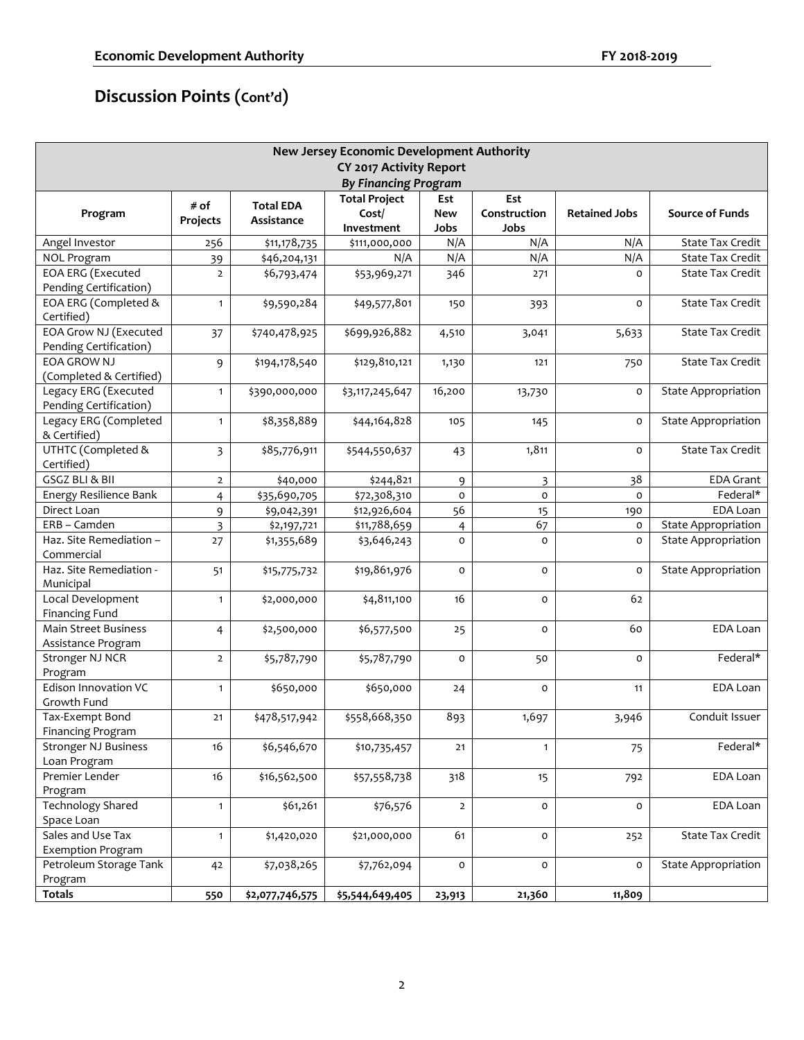## Discussion Points (Cont'd)

| New Jersey Economic Development Authority<br>CY 2017 Activity Report<br>*By Financing Program* | | | | | | | |
|---|---|---|---|---|---|---|---|
| **Program** | **# of Projects** | **Total EDA Assistance** | **Total Project Cost/ Investment** | **Est New Jobs** | **Est Construction Jobs** | **Retained Jobs** | **Source of Funds** |
| Angel Investor | 256 | $11,178,735 | $111,000,000 | N/A | N/A | N/A | State Tax Credit |
| NOL Program | 39 | $46,204,131 | N/A | N/A | N/A | N/A | State Tax Credit |
| EOA ERG (Executed Pending Certification) | 2 | $6,793,474 | $53,969,271 | 346 | 271 | 0 | State Tax Credit |
| EOA ERG (Completed & Certified) | 1 | $9,590,284 | $49,577,801 | 150 | 393 | 0 | State Tax Credit |
| EOA Grow NJ (Executed Pending Certification) | 37 | $740,478,925 | $699,926,882 | 4,510 | 3,041 | 5,633 | State Tax Credit |
| EOA GROW NJ (Completed & Certified) | 9 | $194,178,540 | $129,810,121 | 1,130 | 121 | 750 | State Tax Credit |
| Legacy ERG (Executed Pending Certification) | 1 | $390,000,000 | $3,117,245,647 | 16,200 | 13,730 | 0 | State Appropriation |
| Legacy ERG (Completed & Certified) | 1 | $8,358,889 | $44,164,828 | 105 | 145 | 0 | State Appropriation |
| UTHTC (Completed & Certified) | 3 | $85,776,911 | $544,550,637 | 43 | 1,811 | 0 | State Tax Credit |
| GSGZ BLI & BII | 2 | $40,000 | $244,821 | 9 | 3 | 38 | EDA Grant |
| Energy Resilience Bank | 4 | $35,690,705 | $72,308,310 | 0 | 0 | 0 | Federal* |
| Direct Loan | 9 | $9,042,391 | $12,926,604 | 56 | 15 | 190 | EDA Loan |
| ERB – Camden | 3 | $2,197,721 | $11,788,659 | 4 | 67 | 0 | State Appropriation |
| Haz. Site Remediation – Commercial | 27 | $1,355,689 | $3,646,243 | 0 | 0 | 0 | State Appropriation |
| Haz. Site Remediation - Municipal | 51 | $15,775,732 | $19,861,976 | 0 | 0 | 0 | State Appropriation |
| Local Development Financing Fund | 1 | $2,000,000 | $4,811,100 | 16 | 0 | 62 | |
| Main Street Business Assistance Program | 4 | $2,500,000 | $6,577,500 | 25 | 0 | 60 | EDA Loan |
| Stronger NJ NCR Program | 2 | $5,787,790 | $5,787,790 | 0 | 50 | 0 | Federal* |
| Edison Innovation VC Growth Fund | 1 | $650,000 | $650,000 | 24 | 0 | 11 | EDA Loan |
| Tax-Exempt Bond Financing Program | 21 | $478,517,942 | $558,668,350 | 893 | 1,697 | 3,946 | Conduit Issuer |
| Stronger NJ Business Loan Program | 16 | $6,546,670 | $10,735,457 | 21 | 1 | 75 | Federal* |
| Premier Lender Program | 16 | $16,562,500 | $57,558,738 | 318 | 15 | 792 | EDA Loan |
| Technology Shared Space Loan | 1 | $61,261 | $76,576 | 2 | 0 | 0 | EDA Loan |
| Sales and Use Tax Exemption Program | 1 | $1,420,020 | $21,000,000 | 61 | 0 | 252 | State Tax Credit |
| Petroleum Storage Tank Program | 42 | $7,038,265 | $7,762,094 | 0 | 0 | 0 | State Appropriation |
| **Totals** | **550** | **$2,077,746,575** | **$5,544,649,405** | **23,913** | **21,360** | **11,809** | |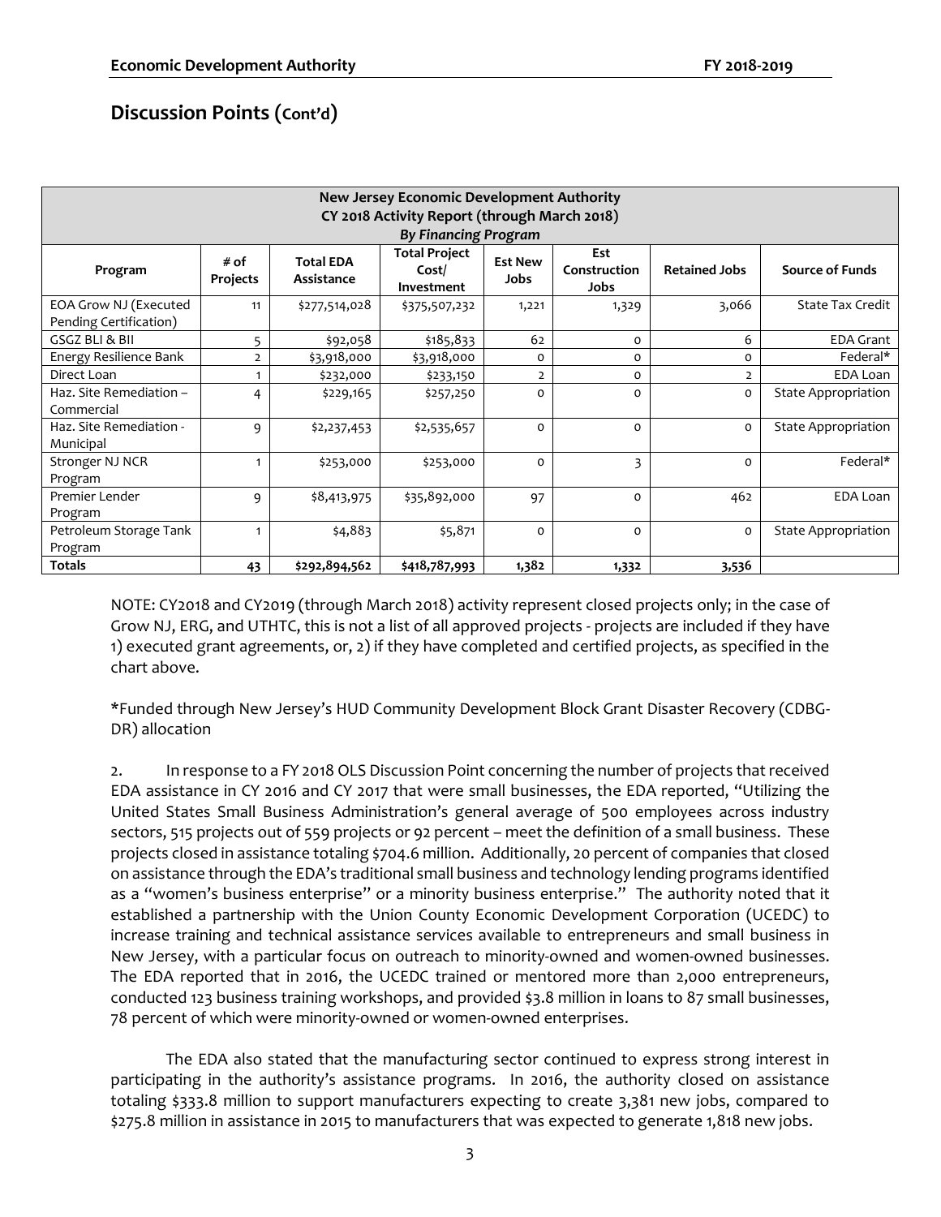## Discussion Points (Cont'd)

| New Jersey Economic Development Authority<br>CY 2018 Activity Report (through March 2018)<br>*By Financing Program* | | | | | | | |
|---|---|---|---|---|---|---|---|
| **Program** | **# of Projects** | **Total EDA Assistance** | **Total Project Cost/ Investment** | **Est New Jobs** | **Est Construction Jobs** | **Retained Jobs** | **Source of Funds** |
| EOA Grow NJ (Executed Pending Certification) | 11 | $277,514,028 | $375,507,232 | 1,221 | 1,329 | 3,066 | State Tax Credit |
| GSGZ BLI & BII | 5 | $92,058 | $185,833 | 62 | 0 | 6 | EDA Grant |
| Energy Resilience Bank | 2 | $3,918,000 | $3,918,000 | 0 | 0 | 0 | Federal* |
| Direct Loan | 1 | $232,000 | $233,150 | 2 | 0 | 2 | EDA Loan |
| Haz. Site Remediation – Commercial | 4 | $229,165 | $257,250 | 0 | 0 | 0 | State Appropriation |
| Haz. Site Remediation - Municipal | 9 | $2,237,453 | $2,535,657 | 0 | 0 | 0 | State Appropriation |
| Stronger NJ NCR Program | 1 | $253,000 | $253,000 | 0 | 3 | 0 | Federal* |
| Premier Lender Program | 9 | $8,413,975 | $35,892,000 | 97 | 0 | 462 | EDA Loan |
| Petroleum Storage Tank Program | 1 | $4,883 | $5,871 | 0 | 0 | 0 | State Appropriation |
| **Totals** | **43** | **$292,894,562** | **$418,787,993** | **1,382** | **1,332** | **3,536** | |

NOTE: CY2018 and CY2019 (through March 2018) activity represent closed projects only; in the case of Grow NJ, ERG, and UTHTC, this is not a list of all approved projects - projects are included if they have 1) executed grant agreements, or, 2) if they have completed and certified projects, as specified in the chart above.

*Funded through New Jersey's HUD Community Development Block Grant Disaster Recovery (CDBG-DR) allocation

2. In response to a FY 2018 OLS Discussion Point concerning the number of projects that received EDA assistance in CY 2016 and CY 2017 that were small businesses, the EDA reported, "Utilizing the United States Small Business Administration's general average of 500 employees across industry sectors, 515 projects out of 559 projects or 92 percent – meet the definition of a small business. These projects closed in assistance totaling $704.6 million. Additionally, 20 percent of companies that closed on assistance through the EDA's traditional small business and technology lending programs identified as a "women's business enterprise" or a minority business enterprise." The authority noted that it established a partnership with the Union County Economic Development Corporation (UCEDC) to increase training and technical assistance services available to entrepreneurs and small business in New Jersey, with a particular focus on outreach to minority-owned and women-owned businesses. The EDA reported that in 2016, the UCEDC trained or mentored more than 2,000 entrepreneurs, conducted 123 business training workshops, and provided $3.8 million in loans to 87 small businesses, 78 percent of which were minority-owned or women-owned enterprises.

The EDA also stated that the manufacturing sector continued to express strong interest in participating in the authority's assistance programs. In 2016, the authority closed on assistance totaling $333.8 million to support manufacturers expecting to create 3,381 new jobs, compared to $275.8 million in assistance in 2015 to manufacturers that was expected to generate 1,818 new jobs.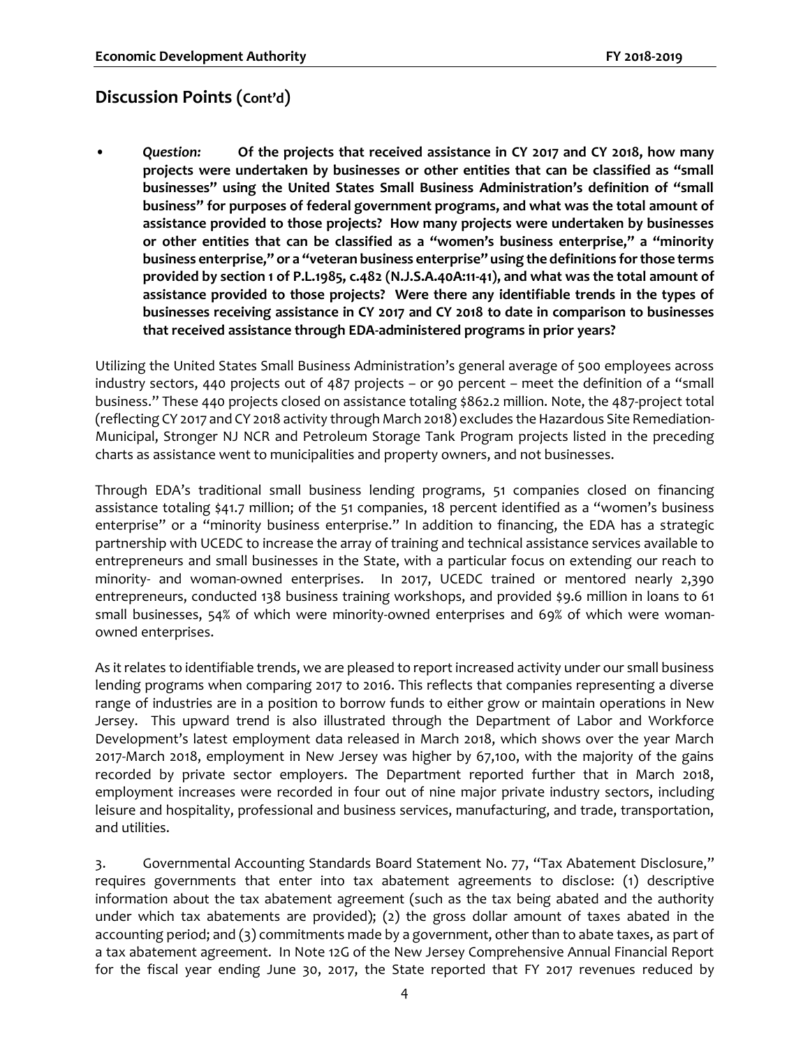## Discussion Points (Cont'd)

- *Question:* **Of the projects that received assistance in CY 2017 and CY 2018, how many projects were undertaken by businesses or other entities that can be classified as "small businesses" using the United States Small Business Administration's definition of "small business" for purposes of federal government programs, and what was the total amount of assistance provided to those projects? How many projects were undertaken by businesses or other entities that can be classified as a "women's business enterprise," a "minority business enterprise," or a "veteran business enterprise" using the definitions for those terms provided by section 1 of P.L.1985, c.482 (N.J.S.A.40A:11-41), and what was the total amount of assistance provided to those projects? Were there any identifiable trends in the types of businesses receiving assistance in CY 2017 and CY 2018 to date in comparison to businesses that received assistance through EDA-administered programs in prior years?**

Utilizing the United States Small Business Administration's general average of 500 employees across industry sectors, 440 projects out of 487 projects – or 90 percent – meet the definition of a "small business." These 440 projects closed on assistance totaling $862.2 million. Note, the 487-project total (reflecting CY 2017 and CY 2018 activity through March 2018) excludes the Hazardous Site Remediation-Municipal, Stronger NJ NCR and Petroleum Storage Tank Program projects listed in the preceding charts as assistance went to municipalities and property owners, and not businesses.

Through EDA's traditional small business lending programs, 51 companies closed on financing assistance totaling $41.7 million; of the 51 companies, 18 percent identified as a "women's business enterprise" or a "minority business enterprise." In addition to financing, the EDA has a strategic partnership with UCEDC to increase the array of training and technical assistance services available to entrepreneurs and small businesses in the State, with a particular focus on extending our reach to minority- and woman-owned enterprises. In 2017, UCEDC trained or mentored nearly 2,390 entrepreneurs, conducted 138 business training workshops, and provided $9.6 million in loans to 61 small businesses, 54% of which were minority-owned enterprises and 69% of which were woman-owned enterprises.

As it relates to identifiable trends, we are pleased to report increased activity under our small business lending programs when comparing 2017 to 2016. This reflects that companies representing a diverse range of industries are in a position to borrow funds to either grow or maintain operations in New Jersey. This upward trend is also illustrated through the Department of Labor and Workforce Development's latest employment data released in March 2018, which shows over the year March 2017-March 2018, employment in New Jersey was higher by 67,100, with the majority of the gains recorded by private sector employers. The Department reported further that in March 2018, employment increases were recorded in four out of nine major private industry sectors, including leisure and hospitality, professional and business services, manufacturing, and trade, transportation, and utilities.

3. Governmental Accounting Standards Board Statement No. 77, "Tax Abatement Disclosure," requires governments that enter into tax abatement agreements to disclose: (1) descriptive information about the tax abatement agreement (such as the tax being abated and the authority under which tax abatements are provided); (2) the gross dollar amount of taxes abated in the accounting period; and (3) commitments made by a government, other than to abate taxes, as part of a tax abatement agreement. In Note 12G of the New Jersey Comprehensive Annual Financial Report for the fiscal year ending June 30, 2017, the State reported that FY 2017 revenues reduced by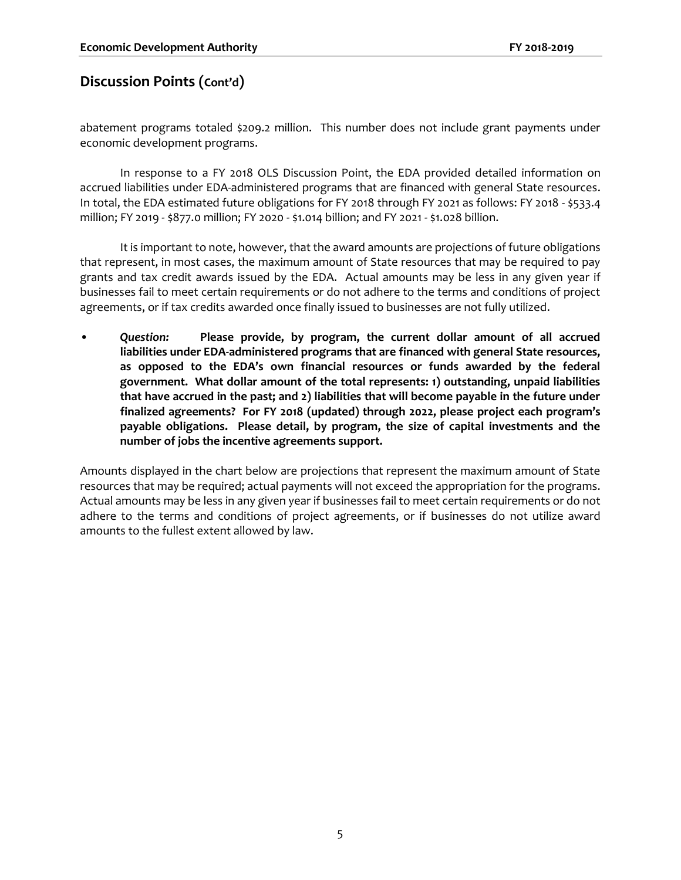## Discussion Points (Cont'd)

abatement programs totaled $209.2 million. This number does not include grant payments under economic development programs.

In response to a FY 2018 OLS Discussion Point, the EDA provided detailed information on accrued liabilities under EDA-administered programs that are financed with general State resources. In total, the EDA estimated future obligations for FY 2018 through FY 2021 as follows: FY 2018 - $533.4 million; FY 2019 - $877.0 million; FY 2020 - $1.014 billion; and FY 2021 - $1.028 billion.

It is important to note, however, that the award amounts are projections of future obligations that represent, in most cases, the maximum amount of State resources that may be required to pay grants and tax credit awards issued by the EDA. Actual amounts may be less in any given year if businesses fail to meet certain requirements or do not adhere to the terms and conditions of project agreements, or if tax credits awarded once finally issued to businesses are not fully utilized.

- *Question:* **Please provide, by program, the current dollar amount of all accrued liabilities under EDA-administered programs that are financed with general State resources, as opposed to the EDA's own financial resources or funds awarded by the federal government. What dollar amount of the total represents: 1) outstanding, unpaid liabilities that have accrued in the past; and 2) liabilities that will become payable in the future under finalized agreements? For FY 2018 (updated) through 2022, please project each program's payable obligations. Please detail, by program, the size of capital investments and the number of jobs the incentive agreements support.**

Amounts displayed in the chart below are projections that represent the maximum amount of State resources that may be required; actual payments will not exceed the appropriation for the programs. Actual amounts may be less in any given year if businesses fail to meet certain requirements or do not adhere to the terms and conditions of project agreements, or if businesses do not utilize award amounts to the fullest extent allowed by law.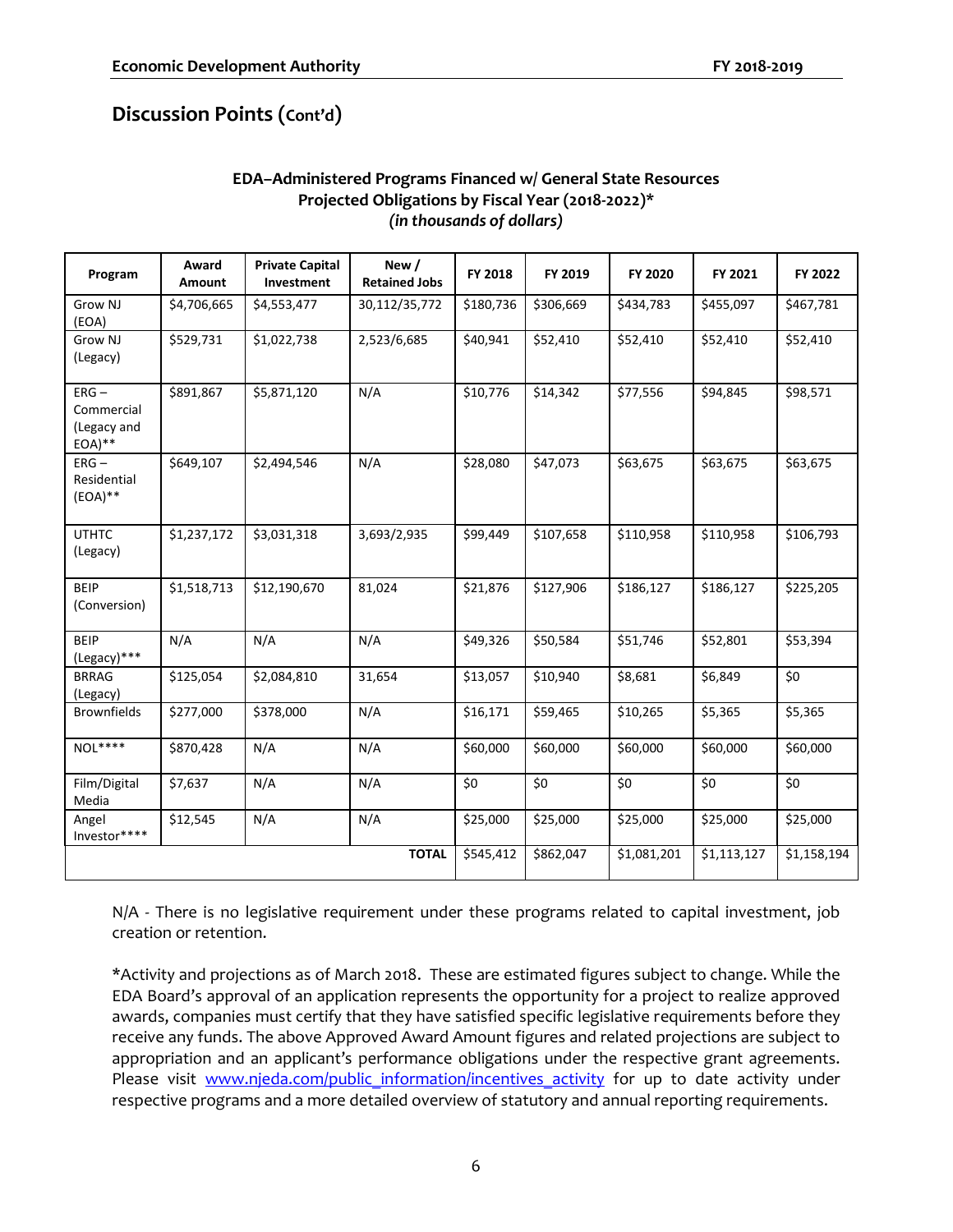## Discussion Points (Cont'd)

**EDA–Administered Programs Financed w/ General State Resources**
**Projected Obligations by Fiscal Year (2018-2022)***
***(in thousands of dollars)***

| Program | Award Amount | Private Capital Investment | New / Retained Jobs | FY 2018 | FY 2019 | FY 2020 | FY 2021 | FY 2022 |
|---|---|---|---|---|---|---|---|---|
| Grow NJ (EOA) | $4,706,665 | $4,553,477 | 30,112/35,772 | $180,736 | $306,669 | $434,783 | $455,097 | $467,781 |
| Grow NJ (Legacy) | $529,731 | $1,022,738 | 2,523/6,685 | $40,941 | $52,410 | $52,410 | $52,410 | $52,410 |
| ERG – Commercial (Legacy and EOA)** | $891,867 | $5,871,120 | N/A | $10,776 | $14,342 | $77,556 | $94,845 | $98,571 |
| ERG – Residential (EOA)** | $649,107 | $2,494,546 | N/A | $28,080 | $47,073 | $63,675 | $63,675 | $63,675 |
| UTHTC (Legacy) | $1,237,172 | $3,031,318 | 3,693/2,935 | $99,449 | $107,658 | $110,958 | $110,958 | $106,793 |
| BEIP (Conversion) | $1,518,713 | $12,190,670 | 81,024 | $21,876 | $127,906 | $186,127 | $186,127 | $225,205 |
| BEIP (Legacy)*** | N/A | N/A | N/A | $49,326 | $50,584 | $51,746 | $52,801 | $53,394 |
| BRRAG (Legacy) | $125,054 | $2,084,810 | 31,654 | $13,057 | $10,940 | $8,681 | $6,849 | $0 |
| Brownfields | $277,000 | $378,000 | N/A | $16,171 | $59,465 | $10,265 | $5,365 | $5,365 |
| NOL**** | $870,428 | N/A | N/A | $60,000 | $60,000 | $60,000 | $60,000 | $60,000 |
| Film/Digital Media | $7,637 | N/A | N/A | $0 | $0 | $0 | $0 | $0 |
| Angel Investor**** | $12,545 | N/A | N/A | $25,000 | $25,000 | $25,000 | $25,000 | $25,000 |
| | | | **TOTAL** | $545,412 | $862,047 | $1,081,201 | $1,113,127 | $1,158,194 |

N/A - There is no legislative requirement under these programs related to capital investment, job creation or retention.

*Activity and projections as of March 2018. These are estimated figures subject to change. While the EDA Board's approval of an application represents the opportunity for a project to realize approved awards, companies must certify that they have satisfied specific legislative requirements before they receive any funds. The above Approved Award Amount figures and related projections are subject to appropriation and an applicant's performance obligations under the respective grant agreements. Please visit www.njeda.com/public_information/incentives_activity for up to date activity under respective programs and a more detailed overview of statutory and annual reporting requirements.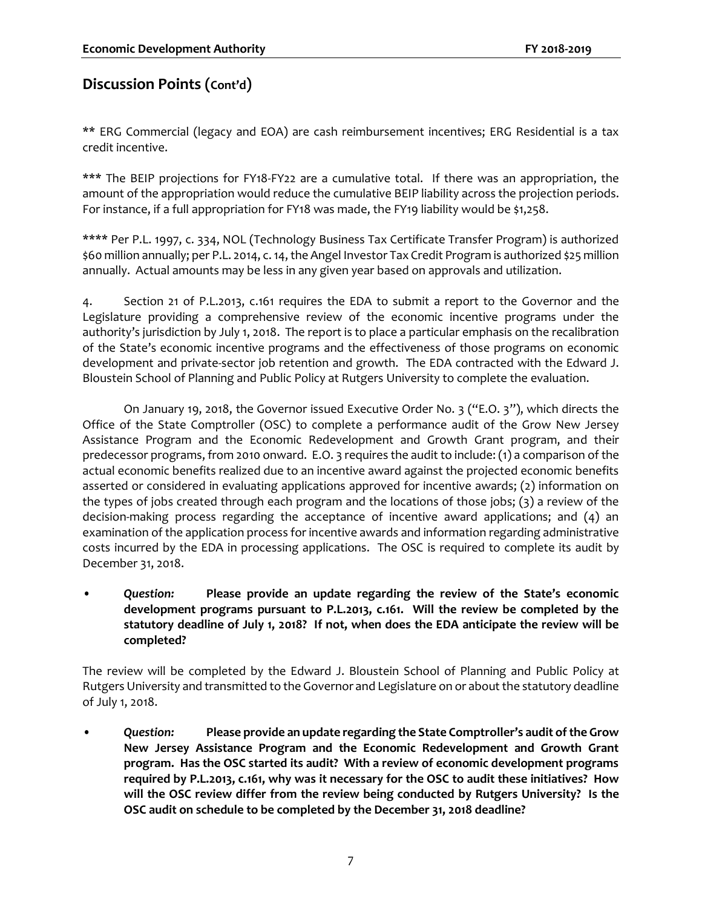## Discussion Points (Cont'd)

** ERG Commercial (legacy and EOA) are cash reimbursement incentives; ERG Residential is a tax credit incentive.

*** The BEIP projections for FY18-FY22 are a cumulative total. If there was an appropriation, the amount of the appropriation would reduce the cumulative BEIP liability across the projection periods. For instance, if a full appropriation for FY18 was made, the FY19 liability would be $1,258.

**** Per P.L. 1997, c. 334, NOL (Technology Business Tax Certificate Transfer Program) is authorized $60 million annually; per P.L. 2014, c. 14, the Angel Investor Tax Credit Program is authorized $25 million annually. Actual amounts may be less in any given year based on approvals and utilization.

4. Section 21 of P.L.2013, c.161 requires the EDA to submit a report to the Governor and the Legislature providing a comprehensive review of the economic incentive programs under the authority's jurisdiction by July 1, 2018. The report is to place a particular emphasis on the recalibration of the State's economic incentive programs and the effectiveness of those programs on economic development and private-sector job retention and growth. The EDA contracted with the Edward J. Bloustein School of Planning and Public Policy at Rutgers University to complete the evaluation.

On January 19, 2018, the Governor issued Executive Order No. 3 ("E.O. 3"), which directs the Office of the State Comptroller (OSC) to complete a performance audit of the Grow New Jersey Assistance Program and the Economic Redevelopment and Growth Grant program, and their predecessor programs, from 2010 onward. E.O. 3 requires the audit to include: (1) a comparison of the actual economic benefits realized due to an incentive award against the projected economic benefits asserted or considered in evaluating applications approved for incentive awards; (2) information on the types of jobs created through each program and the locations of those jobs; (3) a review of the decision-making process regarding the acceptance of incentive award applications; and (4) an examination of the application process for incentive awards and information regarding administrative costs incurred by the EDA in processing applications. The OSC is required to complete its audit by December 31, 2018.

- *Question:* **Please provide an update regarding the review of the State's economic development programs pursuant to P.L.2013, c.161. Will the review be completed by the statutory deadline of July 1, 2018? If not, when does the EDA anticipate the review will be completed?**

The review will be completed by the Edward J. Bloustein School of Planning and Public Policy at Rutgers University and transmitted to the Governor and Legislature on or about the statutory deadline of July 1, 2018.

- *Question:* **Please provide an update regarding the State Comptroller's audit of the Grow New Jersey Assistance Program and the Economic Redevelopment and Growth Grant program. Has the OSC started its audit? With a review of economic development programs required by P.L.2013, c.161, why was it necessary for the OSC to audit these initiatives? How will the OSC review differ from the review being conducted by Rutgers University? Is the OSC audit on schedule to be completed by the December 31, 2018 deadline?**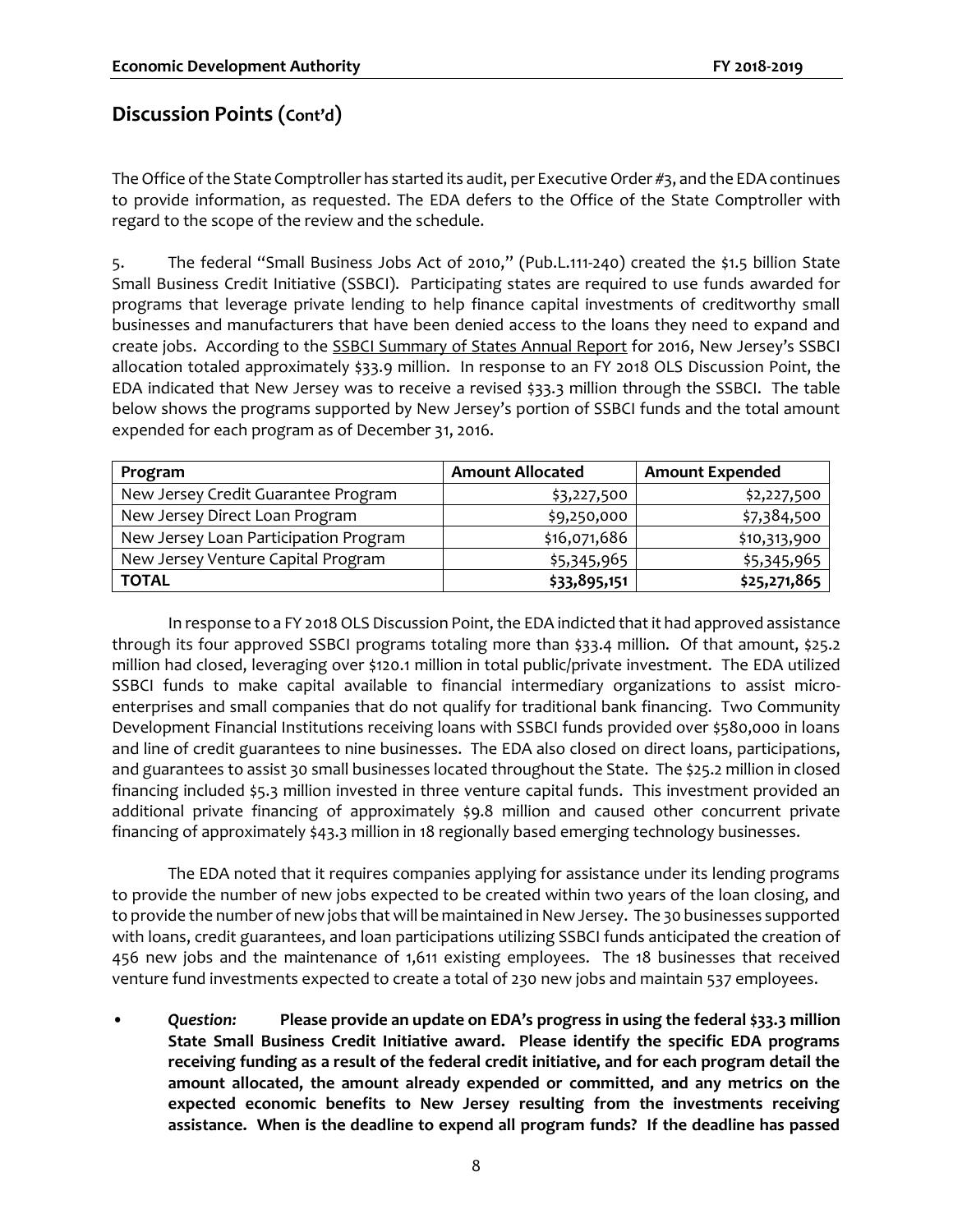## Discussion Points (Cont'd)

The Office of the State Comptroller has started its audit, per Executive Order #3, and the EDA continues to provide information, as requested. The EDA defers to the Office of the State Comptroller with regard to the scope of the review and the schedule.

5. The federal "Small Business Jobs Act of 2010," (Pub.L.111-240) created the $1.5 billion State Small Business Credit Initiative (SSBCI). Participating states are required to use funds awarded for programs that leverage private lending to help finance capital investments of creditworthy small businesses and manufacturers that have been denied access to the loans they need to expand and create jobs. According to the SSBCI Summary of States Annual Report for 2016, New Jersey's SSBCI allocation totaled approximately $33.9 million. In response to an FY 2018 OLS Discussion Point, the EDA indicated that New Jersey was to receive a revised $33.3 million through the SSBCI. The table below shows the programs supported by New Jersey's portion of SSBCI funds and the total amount expended for each program as of December 31, 2016.

| Program | Amount Allocated | Amount Expended |
|---|---|---|
| New Jersey Credit Guarantee Program | $3,227,500 | $2,227,500 |
| New Jersey Direct Loan Program | $9,250,000 | $7,384,500 |
| New Jersey Loan Participation Program | $16,071,686 | $10,313,900 |
| New Jersey Venture Capital Program | $5,345,965 | $5,345,965 |
| **TOTAL** | **$33,895,151** | **$25,271,865** |

In response to a FY 2018 OLS Discussion Point, the EDA indicted that it had approved assistance through its four approved SSBCI programs totaling more than $33.4 million. Of that amount, $25.2 million had closed, leveraging over $120.1 million in total public/private investment. The EDA utilized SSBCI funds to make capital available to financial intermediary organizations to assist micro-enterprises and small companies that do not qualify for traditional bank financing. Two Community Development Financial Institutions receiving loans with SSBCI funds provided over $580,000 in loans and line of credit guarantees to nine businesses. The EDA also closed on direct loans, participations, and guarantees to assist 30 small businesses located throughout the State. The $25.2 million in closed financing included $5.3 million invested in three venture capital funds. This investment provided an additional private financing of approximately $9.8 million and caused other concurrent private financing of approximately $43.3 million in 18 regionally based emerging technology businesses.

The EDA noted that it requires companies applying for assistance under its lending programs to provide the number of new jobs expected to be created within two years of the loan closing, and to provide the number of new jobs that will be maintained in New Jersey. The 30 businesses supported with loans, credit guarantees, and loan participations utilizing SSBCI funds anticipated the creation of 456 new jobs and the maintenance of 1,611 existing employees. The 18 businesses that received venture fund investments expected to create a total of 230 new jobs and maintain 537 employees.

- *Question:* **Please provide an update on EDA's progress in using the federal $33.3 million State Small Business Credit Initiative award. Please identify the specific EDA programs receiving funding as a result of the federal credit initiative, and for each program detail the amount allocated, the amount already expended or committed, and any metrics on the expected economic benefits to New Jersey resulting from the investments receiving assistance. When is the deadline to expend all program funds? If the deadline has passed**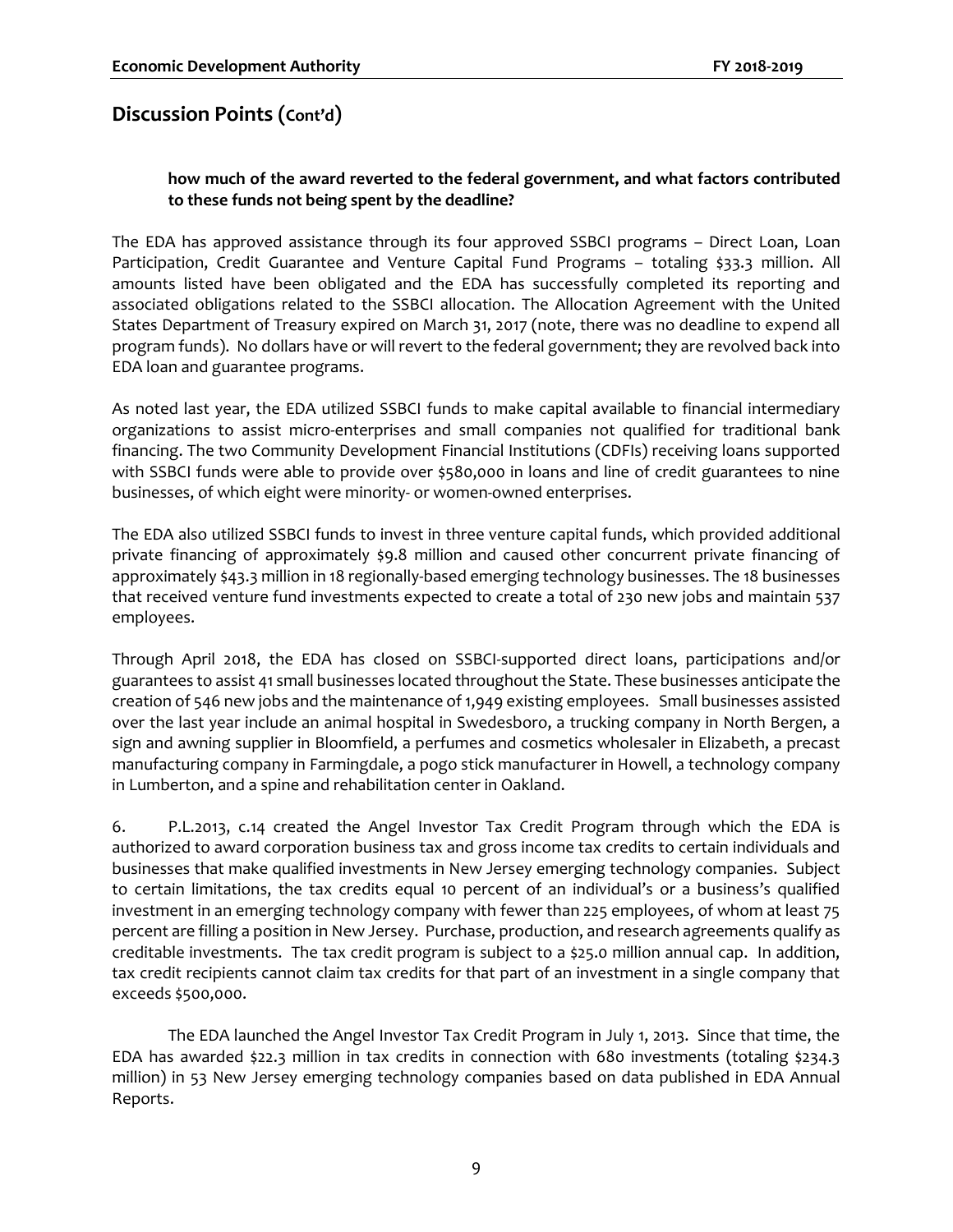## Discussion Points (Cont'd)

**how much of the award reverted to the federal government, and what factors contributed to these funds not being spent by the deadline?**

The EDA has approved assistance through its four approved SSBCI programs – Direct Loan, Loan Participation, Credit Guarantee and Venture Capital Fund Programs – totaling $33.3 million. All amounts listed have been obligated and the EDA has successfully completed its reporting and associated obligations related to the SSBCI allocation. The Allocation Agreement with the United States Department of Treasury expired on March 31, 2017 (note, there was no deadline to expend all program funds). No dollars have or will revert to the federal government; they are revolved back into EDA loan and guarantee programs.

As noted last year, the EDA utilized SSBCI funds to make capital available to financial intermediary organizations to assist micro-enterprises and small companies not qualified for traditional bank financing. The two Community Development Financial Institutions (CDFIs) receiving loans supported with SSBCI funds were able to provide over $580,000 in loans and line of credit guarantees to nine businesses, of which eight were minority- or women-owned enterprises.

The EDA also utilized SSBCI funds to invest in three venture capital funds, which provided additional private financing of approximately $9.8 million and caused other concurrent private financing of approximately $43.3 million in 18 regionally-based emerging technology businesses. The 18 businesses that received venture fund investments expected to create a total of 230 new jobs and maintain 537 employees.

Through April 2018, the EDA has closed on SSBCI-supported direct loans, participations and/or guarantees to assist 41 small businesses located throughout the State. These businesses anticipate the creation of 546 new jobs and the maintenance of 1,949 existing employees. Small businesses assisted over the last year include an animal hospital in Swedesboro, a trucking company in North Bergen, a sign and awning supplier in Bloomfield, a perfumes and cosmetics wholesaler in Elizabeth, a precast manufacturing company in Farmingdale, a pogo stick manufacturer in Howell, a technology company in Lumberton, and a spine and rehabilitation center in Oakland.

6. P.L.2013, c.14 created the Angel Investor Tax Credit Program through which the EDA is authorized to award corporation business tax and gross income tax credits to certain individuals and businesses that make qualified investments in New Jersey emerging technology companies. Subject to certain limitations, the tax credits equal 10 percent of an individual's or a business's qualified investment in an emerging technology company with fewer than 225 employees, of whom at least 75 percent are filling a position in New Jersey. Purchase, production, and research agreements qualify as creditable investments. The tax credit program is subject to a $25.0 million annual cap. In addition, tax credit recipients cannot claim tax credits for that part of an investment in a single company that exceeds $500,000.

The EDA launched the Angel Investor Tax Credit Program in July 1, 2013. Since that time, the EDA has awarded $22.3 million in tax credits in connection with 680 investments (totaling $234.3 million) in 53 New Jersey emerging technology companies based on data published in EDA Annual Reports.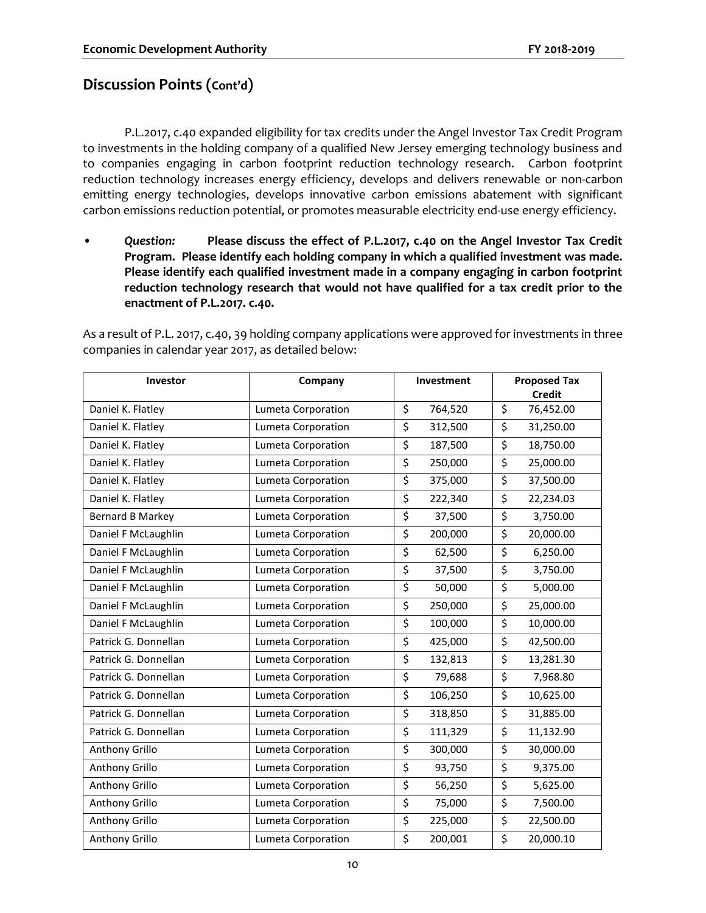## Discussion Points (Cont'd)

P.L.2017, c.40 expanded eligibility for tax credits under the Angel Investor Tax Credit Program to investments in the holding company of a qualified New Jersey emerging technology business and to companies engaging in carbon footprint reduction technology research. Carbon footprint reduction technology increases energy efficiency, develops and delivers renewable or non-carbon emitting energy technologies, develops innovative carbon emissions abatement with significant carbon emissions reduction potential, or promotes measurable electricity end-use energy efficiency.

- *Question:* **Please discuss the effect of P.L.2017, c.40 on the Angel Investor Tax Credit Program. Please identify each holding company in which a qualified investment was made. Please identify each qualified investment made in a company engaging in carbon footprint reduction technology research that would not have qualified for a tax credit prior to the enactment of P.L.2017. c.40.**

As a result of P.L. 2017, c.40, 39 holding company applications were approved for investments in three companies in calendar year 2017, as detailed below:

| Investor | Company | Investment | Proposed Tax Credit |
|---|---|---|---|
| Daniel K. Flatley | Lumeta Corporation | $ 764,520 | $ 76,452.00 |
| Daniel K. Flatley | Lumeta Corporation | $ 312,500 | $ 31,250.00 |
| Daniel K. Flatley | Lumeta Corporation | $ 187,500 | $ 18,750.00 |
| Daniel K. Flatley | Lumeta Corporation | $ 250,000 | $ 25,000.00 |
| Daniel K. Flatley | Lumeta Corporation | $ 375,000 | $ 37,500.00 |
| Daniel K. Flatley | Lumeta Corporation | $ 222,340 | $ 22,234.03 |
| Bernard B Markey | Lumeta Corporation | $ 37,500 | $ 3,750.00 |
| Daniel F McLaughlin | Lumeta Corporation | $ 200,000 | $ 20,000.00 |
| Daniel F McLaughlin | Lumeta Corporation | $ 62,500 | $ 6,250.00 |
| Daniel F McLaughlin | Lumeta Corporation | $ 37,500 | $ 3,750.00 |
| Daniel F McLaughlin | Lumeta Corporation | $ 50,000 | $ 5,000.00 |
| Daniel F McLaughlin | Lumeta Corporation | $ 250,000 | $ 25,000.00 |
| Daniel F McLaughlin | Lumeta Corporation | $ 100,000 | $ 10,000.00 |
| Patrick G. Donnellan | Lumeta Corporation | $ 425,000 | $ 42,500.00 |
| Patrick G. Donnellan | Lumeta Corporation | $ 132,813 | $ 13,281.30 |
| Patrick G. Donnellan | Lumeta Corporation | $ 79,688 | $ 7,968.80 |
| Patrick G. Donnellan | Lumeta Corporation | $ 106,250 | $ 10,625.00 |
| Patrick G. Donnellan | Lumeta Corporation | $ 318,850 | $ 31,885.00 |
| Patrick G. Donnellan | Lumeta Corporation | $ 111,329 | $ 11,132.90 |
| Anthony Grillo | Lumeta Corporation | $ 300,000 | $ 30,000.00 |
| Anthony Grillo | Lumeta Corporation | $ 93,750 | $ 9,375.00 |
| Anthony Grillo | Lumeta Corporation | $ 56,250 | $ 5,625.00 |
| Anthony Grillo | Lumeta Corporation | $ 75,000 | $ 7,500.00 |
| Anthony Grillo | Lumeta Corporation | $ 225,000 | $ 22,500.00 |
| Anthony Grillo | Lumeta Corporation | $ 200,001 | $ 20,000.10 |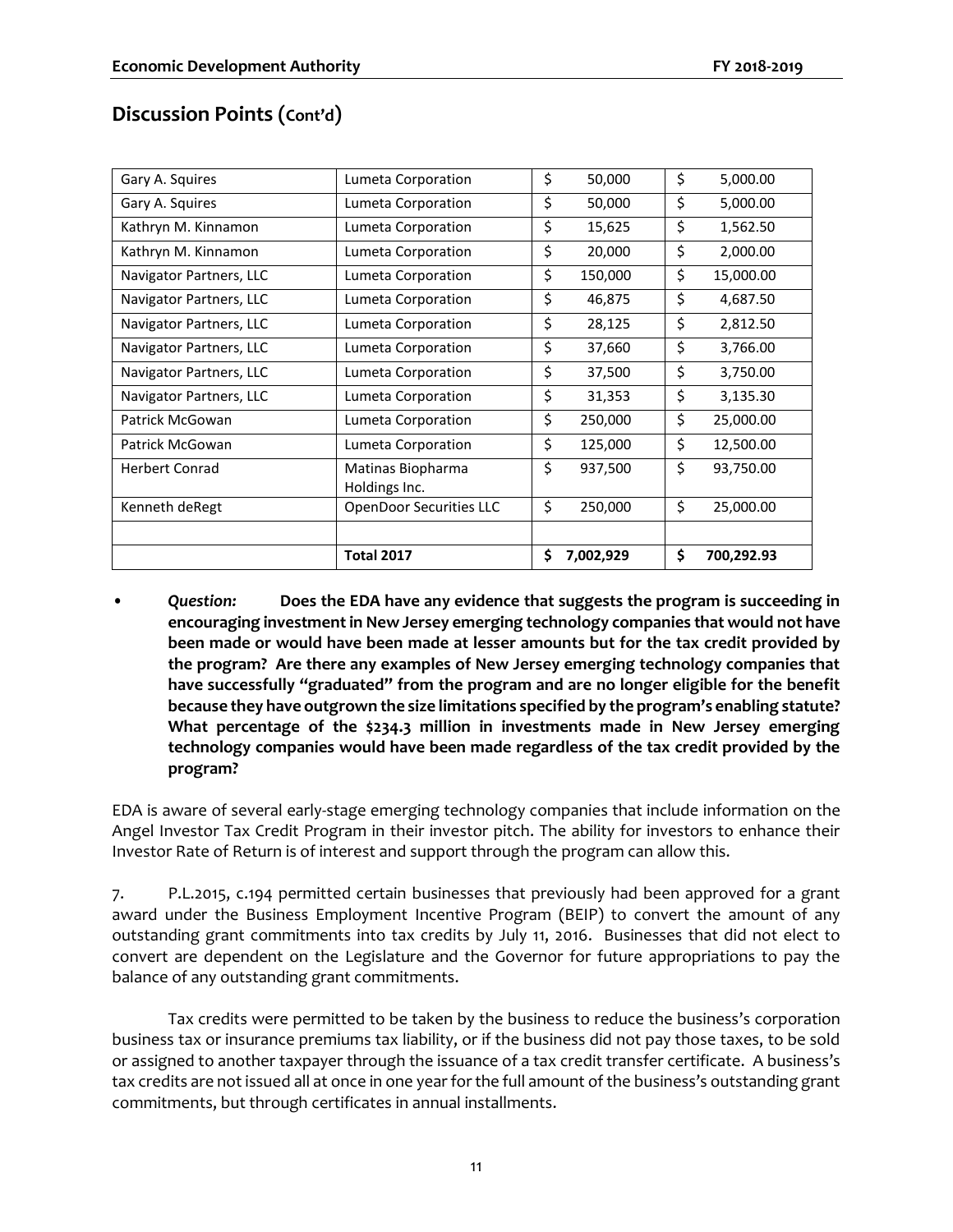## Discussion Points (Cont'd)

| | | | |
|---|---|---|---|
| Gary A. Squires | Lumeta Corporation | $ 50,000 | $ 5,000.00 |
| Gary A. Squires | Lumeta Corporation | $ 50,000 | $ 5,000.00 |
| Kathryn M. Kinnamon | Lumeta Corporation | $ 15,625 | $ 1,562.50 |
| Kathryn M. Kinnamon | Lumeta Corporation | $ 20,000 | $ 2,000.00 |
| Navigator Partners, LLC | Lumeta Corporation | $ 150,000 | $ 15,000.00 |
| Navigator Partners, LLC | Lumeta Corporation | $ 46,875 | $ 4,687.50 |
| Navigator Partners, LLC | Lumeta Corporation | $ 28,125 | $ 2,812.50 |
| Navigator Partners, LLC | Lumeta Corporation | $ 37,660 | $ 3,766.00 |
| Navigator Partners, LLC | Lumeta Corporation | $ 37,500 | $ 3,750.00 |
| Navigator Partners, LLC | Lumeta Corporation | $ 31,353 | $ 3,135.30 |
| Patrick McGowan | Lumeta Corporation | $ 250,000 | $ 25,000.00 |
| Patrick McGowan | Lumeta Corporation | $ 125,000 | $ 12,500.00 |
| Herbert Conrad | Matinas Biopharma Holdings Inc. | $ 937,500 | $ 93,750.00 |
| Kenneth deRegt | OpenDoor Securities LLC | $ 250,000 | $ 25,000.00 |
| | | | |
| | **Total 2017** | **$ 7,002,929** | **$ 700,292.93** |

- *Question:* **Does the EDA have any evidence that suggests the program is succeeding in encouraging investment in New Jersey emerging technology companies that would not have been made or would have been made at lesser amounts but for the tax credit provided by the program? Are there any examples of New Jersey emerging technology companies that have successfully "graduated" from the program and are no longer eligible for the benefit because they have outgrown the size limitations specified by the program's enabling statute? What percentage of the $234.3 million in investments made in New Jersey emerging technology companies would have been made regardless of the tax credit provided by the program?**

EDA is aware of several early-stage emerging technology companies that include information on the Angel Investor Tax Credit Program in their investor pitch. The ability for investors to enhance their Investor Rate of Return is of interest and support through the program can allow this.

7. P.L.2015, c.194 permitted certain businesses that previously had been approved for a grant award under the Business Employment Incentive Program (BEIP) to convert the amount of any outstanding grant commitments into tax credits by July 11, 2016. Businesses that did not elect to convert are dependent on the Legislature and the Governor for future appropriations to pay the balance of any outstanding grant commitments.

Tax credits were permitted to be taken by the business to reduce the business's corporation business tax or insurance premiums tax liability, or if the business did not pay those taxes, to be sold or assigned to another taxpayer through the issuance of a tax credit transfer certificate. A business's tax credits are not issued all at once in one year for the full amount of the business's outstanding grant commitments, but through certificates in annual installments.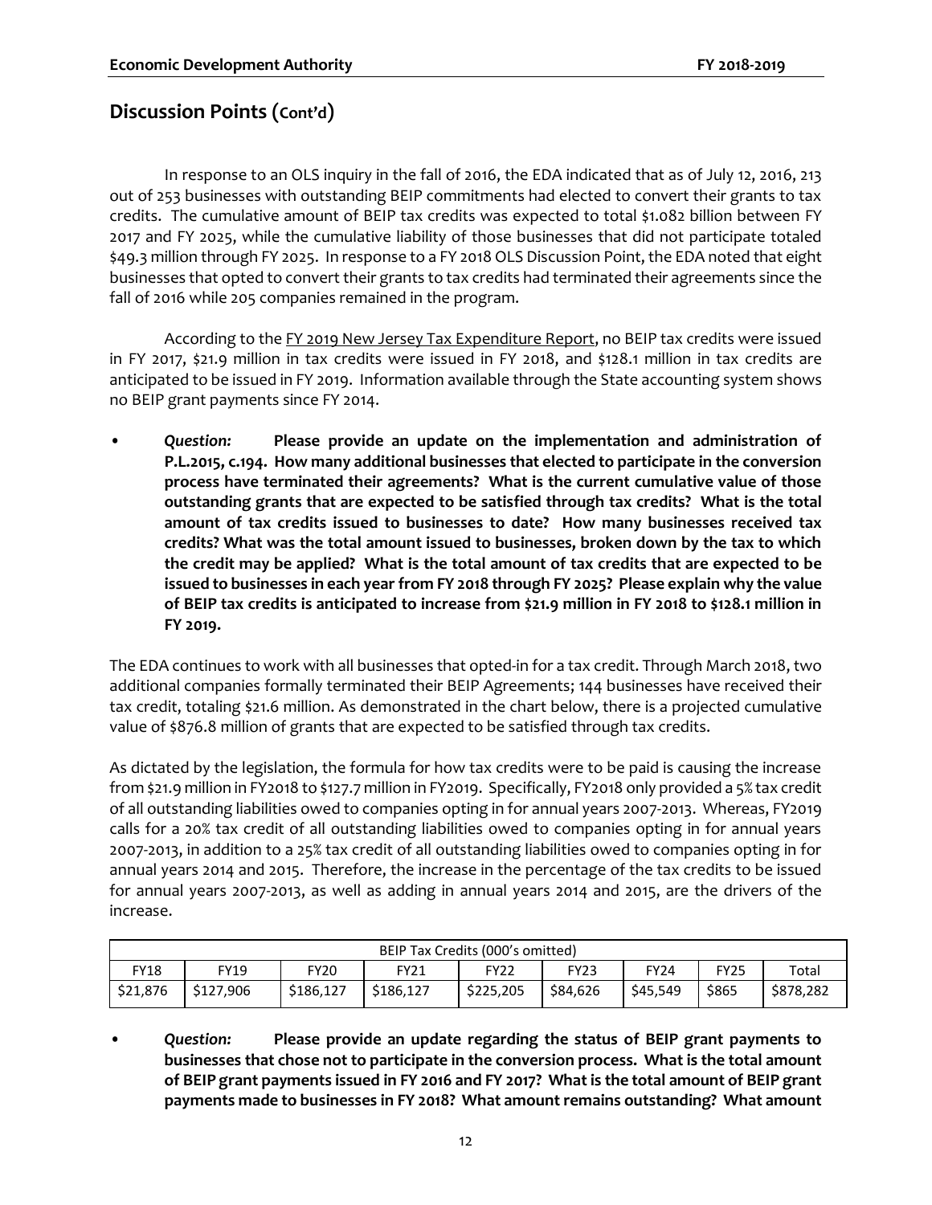## Discussion Points (Cont'd)

In response to an OLS inquiry in the fall of 2016, the EDA indicated that as of July 12, 2016, 213 out of 253 businesses with outstanding BEIP commitments had elected to convert their grants to tax credits. The cumulative amount of BEIP tax credits was expected to total $1.082 billion between FY 2017 and FY 2025, while the cumulative liability of those businesses that did not participate totaled $49.3 million through FY 2025. In response to a FY 2018 OLS Discussion Point, the EDA noted that eight businesses that opted to convert their grants to tax credits had terminated their agreements since the fall of 2016 while 205 companies remained in the program.

According to the FY 2019 New Jersey Tax Expenditure Report, no BEIP tax credits were issued in FY 2017, $21.9 million in tax credits were issued in FY 2018, and $128.1 million in tax credits are anticipated to be issued in FY 2019. Information available through the State accounting system shows no BEIP grant payments since FY 2014.

- *Question:* **Please provide an update on the implementation and administration of P.L.2015, c.194. How many additional businesses that elected to participate in the conversion process have terminated their agreements? What is the current cumulative value of those outstanding grants that are expected to be satisfied through tax credits? What is the total amount of tax credits issued to businesses to date? How many businesses received tax credits? What was the total amount issued to businesses, broken down by the tax to which the credit may be applied? What is the total amount of tax credits that are expected to be issued to businesses in each year from FY 2018 through FY 2025? Please explain why the value of BEIP tax credits is anticipated to increase from $21.9 million in FY 2018 to $128.1 million in FY 2019.**

The EDA continues to work with all businesses that opted-in for a tax credit. Through March 2018, two additional companies formally terminated their BEIP Agreements; 144 businesses have received their tax credit, totaling $21.6 million. As demonstrated in the chart below, there is a projected cumulative value of $876.8 million of grants that are expected to be satisfied through tax credits.

As dictated by the legislation, the formula for how tax credits were to be paid is causing the increase from $21.9 million in FY2018 to $127.7 million in FY2019. Specifically, FY2018 only provided a 5% tax credit of all outstanding liabilities owed to companies opting in for annual years 2007-2013. Whereas, FY2019 calls for a 20% tax credit of all outstanding liabilities owed to companies opting in for annual years 2014 and 2015. Therefore, the increase in the percentage of the tax credits to be issued for annual years 2007-2013, as well as adding in annual years 2014 and 2015, are the drivers of the increase.

| BEIP Tax Credits (000's omitted) | | | | | | | | |
|---|---|---|---|---|---|---|---|---|
| FY18 | FY19 | FY20 | FY21 | FY22 | FY23 | FY24 | FY25 | Total |
| $21,876 | $127,906 | $186,127 | $186,127 | $225,205 | $84,626 | $45,549 | $865 | $878,282 |

- *Question:* **Please provide an update regarding the status of BEIP grant payments to businesses that chose not to participate in the conversion process. What is the total amount of BEIP grant payments issued in FY 2016 and FY 2017? What is the total amount of BEIP grant payments made to businesses in FY 2018? What amount remains outstanding? What amount**

## Discussion Points (Cont'd)

In response to an OLS inquiry in the fall of 2016, the EDA indicated that as of July 12, 2016, 213 out of 253 businesses with outstanding BEIP commitments had elected to convert their grants to tax credits. The cumulative amount of BEIP tax credits was expected to total $1.082 billion between FY 2017 and FY 2025, while the cumulative liability of those businesses that did not participate totaled $49.3 million through FY 2025. In response to a FY 2018 OLS Discussion Point, the EDA noted that eight businesses that opted to convert their grants to tax credits had terminated their agreements since the fall of 2016 while 205 companies remained in the program.

According to the FY 2019 New Jersey Tax Expenditure Report, no BEIP tax credits were issued in FY 2017, $21.9 million in tax credits were issued in FY 2018, and $128.1 million in tax credits are anticipated to be issued in FY 2019. Information available through the State accounting system shows no BEIP grant payments since FY 2014.

- *Question:* **Please provide an update on the implementation and administration of P.L.2015, c.194. How many additional businesses that elected to participate in the conversion process have terminated their agreements? What is the current cumulative value of those outstanding grants that are expected to be satisfied through tax credits? What is the total amount of tax credits issued to businesses to date? How many businesses received tax credits? What was the total amount issued to businesses, broken down by the tax to which the credit may be applied? What is the total amount of tax credits that are expected to be issued to businesses in each year from FY 2018 through FY 2025? Please explain why the value of BEIP tax credits is anticipated to increase from $21.9 million in FY 2018 to $128.1 million in FY 2019.**

The EDA continues to work with all businesses that opted-in for a tax credit. Through March 2018, two additional companies formally terminated their BEIP Agreements; 144 businesses have received their tax credit, totaling $21.6 million. As demonstrated in the chart below, there is a projected cumulative value of $876.8 million of grants that are expected to be satisfied through tax credits.

As dictated by the legislation, the formula for how tax credits were to be paid is causing the increase from $21.9 million in FY2018 to $127.7 million in FY2019. Specifically, FY2018 only provided a 5% tax credit of all outstanding liabilities owed to companies opting in for annual years 2007-2013. Whereas, FY2019 calls for a 20% tax credit of all outstanding liabilities owed to companies opting in for annual years 2007-2013, in addition to a 25% tax credit of all outstanding liabilities owed to companies opting in for annual years 2014 and 2015. Therefore, the increase in the percentage of the tax credits to be issued for annual years 2007-2013, as well as adding in annual years 2014 and 2015, are the drivers of the increase.

| BEIP Tax Credits (000's omitted) | | | | | | | | |
|---|---|---|---|---|---|---|---|---|
| FY18 | FY19 | FY20 | FY21 | FY22 | FY23 | FY24 | FY25 | Total |
| $21,876 | $127,906 | $186,127 | $186,127 | $225,205 | $84,626 | $45,549 | $865 | $878,282 |

- *Question:* **Please provide an update regarding the status of BEIP grant payments to businesses that chose not to participate in the conversion process. What is the total amount of BEIP grant payments issued in FY 2016 and FY 2017? What is the total amount of BEIP grant payments made to businesses in FY 2018? What amount remains outstanding? What amount**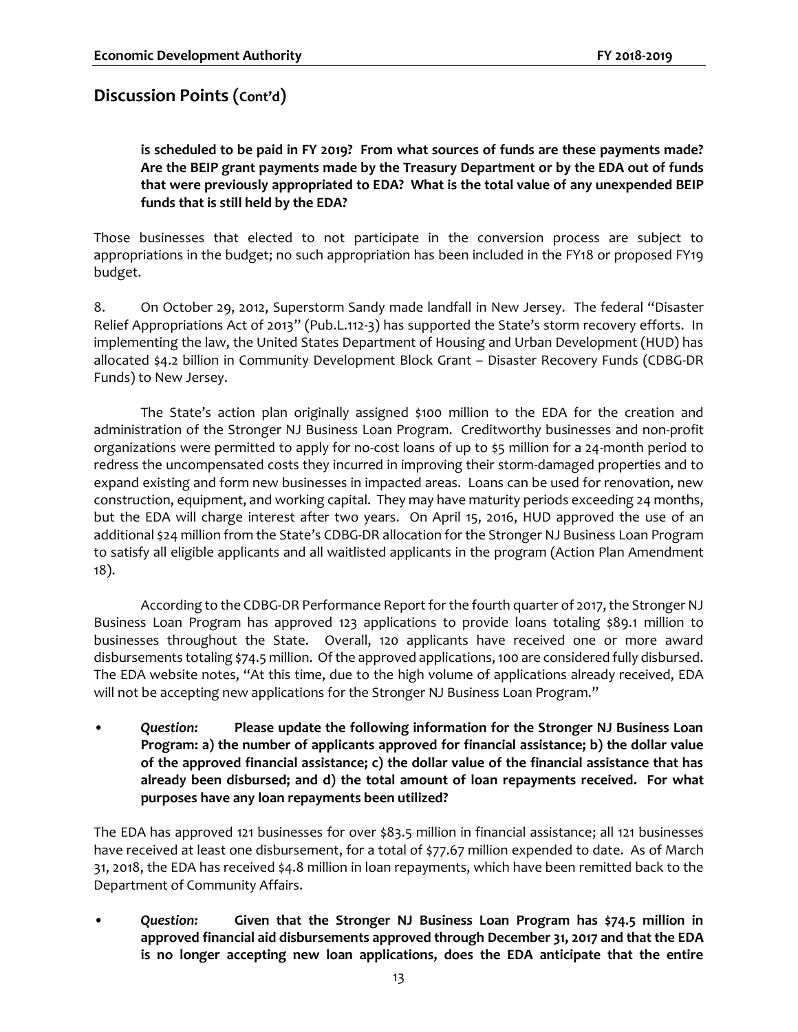## Discussion Points (Cont'd)

**is scheduled to be paid in FY 2019? From what sources of funds are these payments made? Are the BEIP grant payments made by the Treasury Department or by the EDA out of funds that were previously appropriated to EDA? What is the total value of any unexpended BEIP funds that is still held by the EDA?**

Those businesses that elected to not participate in the conversion process are subject to appropriations in the budget; no such appropriation has been included in the FY18 or proposed FY19 budget.

8. On October 29, 2012, Superstorm Sandy made landfall in New Jersey. The federal "Disaster Relief Appropriations Act of 2013" (Pub.L.112-3) has supported the State's storm recovery efforts. In implementing the law, the United States Department of Housing and Urban Development (HUD) has allocated \$4.2 billion in Community Development Block Grant – Disaster Recovery Funds (CDBG-DR Funds) to New Jersey.

The State's action plan originally assigned \$100 million to the EDA for the creation and administration of the Stronger NJ Business Loan Program. Creditworthy businesses and non-profit organizations were permitted to apply for no-cost loans of up to \$5 million for a 24-month period to redress the uncompensated costs they incurred in improving their storm-damaged properties and to expand existing and form new businesses in impacted areas. Loans can be used for renovation, new construction, equipment, and working capital. They may have maturity periods exceeding 24 months, but the EDA will charge interest after two years. On April 15, 2016, HUD approved the use of an additional \$24 million from the State's CDBG-DR allocation for the Stronger NJ Business Loan Program to satisfy all eligible applicants and all waitlisted applicants in the program (Action Plan Amendment 18).

According to the CDBG-DR Performance Report for the fourth quarter of 2017, the Stronger NJ Business Loan Program has approved 123 applications to provide loans totaling \$89.1 million to businesses throughout the State. Overall, 120 applicants have received one or more award disbursements totaling \$74.5 million. Of the approved applications, 100 are considered fully disbursed. The EDA website notes, "At this time, due to the high volume of applications already received, EDA will not be accepting new applications for the Stronger NJ Business Loan Program."

- *Question:* **Please update the following information for the Stronger NJ Business Loan Program: a) the number of applicants approved for financial assistance; b) the dollar value of the approved financial assistance; c) the dollar value of the financial assistance that has already been disbursed; and d) the total amount of loan repayments received. For what purposes have any loan repayments been utilized?**

The EDA has approved 121 businesses for over \$83.5 million in financial assistance; all 121 businesses have received at least one disbursement, for a total of \$77.67 million expended to date. As of March 31, 2018, the EDA has received \$4.8 million in loan repayments, which have been remitted back to the Department of Community Affairs.

- *Question:* **Given that the Stronger NJ Business Loan Program has \$74.5 million in approved financial aid disbursements approved through December 31, 2017 and that the EDA is no longer accepting new loan applications, does the EDA anticipate that the entire**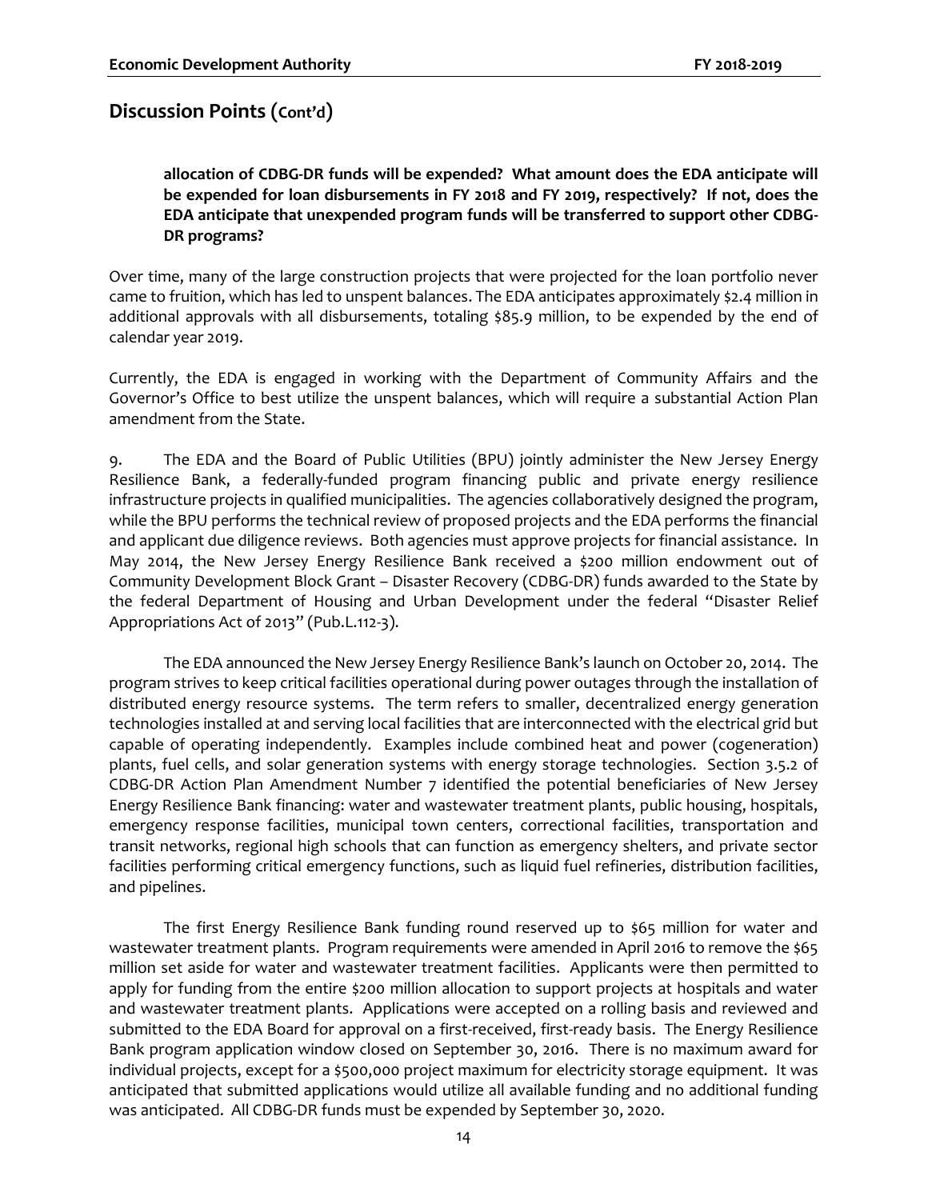## Discussion Points (Cont'd)

**allocation of CDBG-DR funds will be expended? What amount does the EDA anticipate will be expended for loan disbursements in FY 2018 and FY 2019, respectively? If not, does the EDA anticipate that unexpended program funds will be transferred to support other CDBG-DR programs?**

Over time, many of the large construction projects that were projected for the loan portfolio never came to fruition, which has led to unspent balances. The EDA anticipates approximately $2.4 million in additional approvals with all disbursements, totaling $85.9 million, to be expended by the end of calendar year 2019.

Currently, the EDA is engaged in working with the Department of Community Affairs and the Governor's Office to best utilize the unspent balances, which will require a substantial Action Plan amendment from the State.

9. The EDA and the Board of Public Utilities (BPU) jointly administer the New Jersey Energy Resilience Bank, a federally-funded program financing public and private energy resilience infrastructure projects in qualified municipalities. The agencies collaboratively designed the program, while the BPU performs the technical review of proposed projects and the EDA performs the financial and applicant due diligence reviews. Both agencies must approve projects for financial assistance. In May 2014, the New Jersey Energy Resilience Bank received a $200 million endowment out of Community Development Block Grant – Disaster Recovery (CDBG-DR) funds awarded to the State by the federal Department of Housing and Urban Development under the federal "Disaster Relief Appropriations Act of 2013" (Pub.L.112-3).

The EDA announced the New Jersey Energy Resilience Bank's launch on October 20, 2014. The program strives to keep critical facilities operational during power outages through the installation of distributed energy resource systems. The term refers to smaller, decentralized energy generation technologies installed at and serving local facilities that are interconnected with the electrical grid but capable of operating independently. Examples include combined heat and power (cogeneration) plants, fuel cells, and solar generation systems with energy storage technologies. Section 3.5.2 of CDBG-DR Action Plan Amendment Number 7 identified the potential beneficiaries of New Jersey Energy Resilience Bank financing: water and wastewater treatment plants, public housing, hospitals, emergency response facilities, municipal town centers, correctional facilities, transportation and transit networks, regional high schools that can function as emergency shelters, and private sector facilities performing critical emergency functions, such as liquid fuel refineries, distribution facilities, and pipelines.

The first Energy Resilience Bank funding round reserved up to $65 million for water and wastewater treatment plants. Program requirements were amended in April 2016 to remove the $65 million set aside for water and wastewater treatment facilities. Applicants were then permitted to apply for funding from the entire $200 million allocation to support projects at hospitals and water and wastewater treatment plants. Applications were accepted on a rolling basis and reviewed and submitted to the EDA Board for approval on a first-received, first-ready basis. The Energy Resilience Bank program application window closed on September 30, 2016. There is no maximum award for individual projects, except for a $500,000 project maximum for electricity storage equipment. It was anticipated that submitted applications would utilize all available funding and no additional funding was anticipated. All CDBG-DR funds must be expended by September 30, 2020.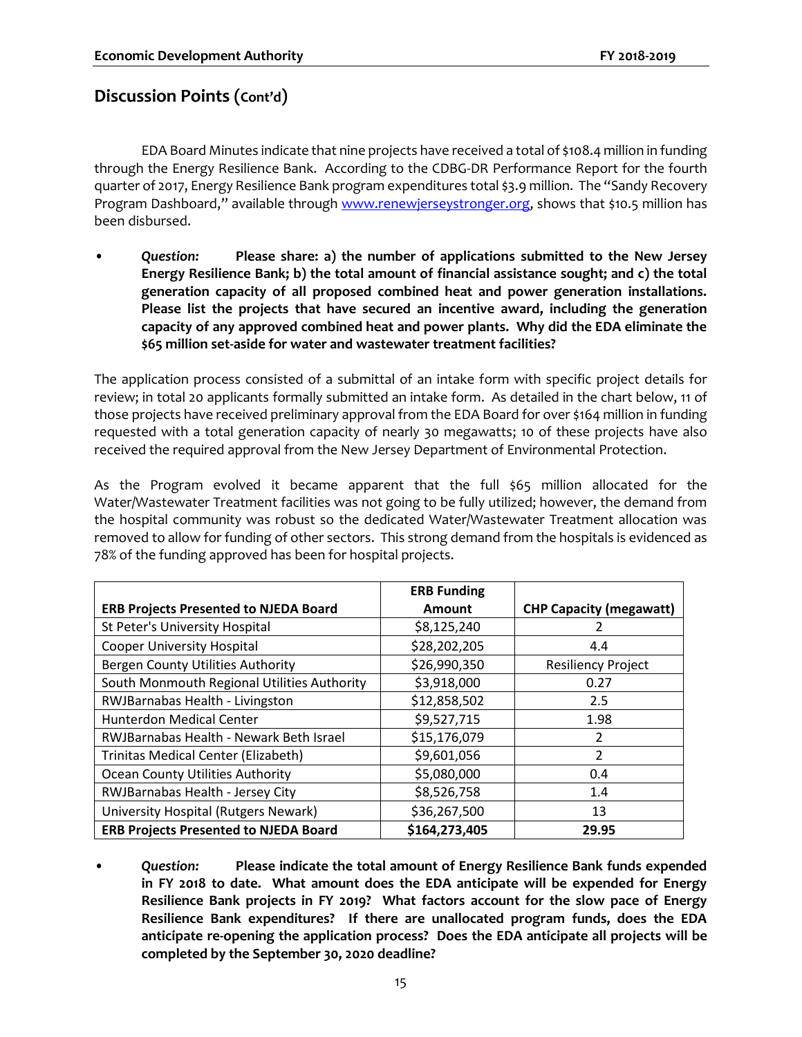## Discussion Points (Cont'd)

EDA Board Minutes indicate that nine projects have received a total of $108.4 million in funding through the Energy Resilience Bank. According to the CDBG-DR Performance Report for the fourth quarter of 2017, Energy Resilience Bank program expenditures total $3.9 million. The "Sandy Recovery Program Dashboard," available through [www.renewjerseystronger.org](http://www.renewjerseystronger.org), shows that $10.5 million has been disbursed.

- *Question:* **Please share: a) the number of applications submitted to the New Jersey Energy Resilience Bank; b) the total amount of financial assistance sought; and c) the total generation capacity of all proposed combined heat and power generation installations. Please list the projects that have secured an incentive award, including the generation capacity of any approved combined heat and power plants. Why did the EDA eliminate the $65 million set-aside for water and wastewater treatment facilities?**

The application process consisted of a submittal of an intake form with specific project details for review; in total 20 applicants formally submitted an intake form. As detailed in the chart below, 11 of those projects have received preliminary approval from the EDA Board for over $164 million in funding requested with a total generation capacity of nearly 30 megawatts; 10 of these projects have also received the required approval from the New Jersey Department of Environmental Protection.

As the Program evolved it became apparent that the full $65 million allocated for the Water/Wastewater Treatment facilities was not going to be fully utilized; however, the demand from the hospital community was robust so the dedicated Water/Wastewater Treatment allocation was removed to allow for funding of other sectors. This strong demand from the hospitals is evidenced as 78% of the funding approved has been for hospital projects.

| ERB Projects Presented to NJEDA Board | ERB Funding Amount | CHP Capacity (megawatt) |
|---|---|---|
| St Peter's University Hospital | $8,125,240 | 2 |
| Cooper University Hospital | $28,202,205 | 4.4 |
| Bergen County Utilities Authority | $26,990,350 | Resiliency Project |
| South Monmouth Regional Utilities Authority | $3,918,000 | 0.27 |
| RWJBarnabas Health - Livingston | $12,858,502 | 2.5 |
| Hunterdon Medical Center | $9,527,715 | 1.98 |
| RWJBarnabas Health - Newark Beth Israel | $15,176,079 | 2 |
| Trinitas Medical Center (Elizabeth) | $9,601,056 | 2 |
| Ocean County Utilities Authority | $5,080,000 | 0.4 |
| RWJBarnabas Health - Jersey City | $8,526,758 | 1.4 |
| University Hospital (Rutgers Newark) | $36,267,500 | 13 |
| **ERB Projects Presented to NJEDA Board** | **$164,273,405** | **29.95** |

- *Question:* **Please indicate the total amount of Energy Resilience Bank funds expended in FY 2018 to date. What amount does the EDA anticipate will be expended for Energy Resilience Bank projects in FY 2019? What factors account for the slow pace of Energy Resilience Bank expenditures? If there are unallocated program funds, does the EDA anticipate re-opening the application process? Does the EDA anticipate all projects will be completed by the September 30, 2020 deadline?**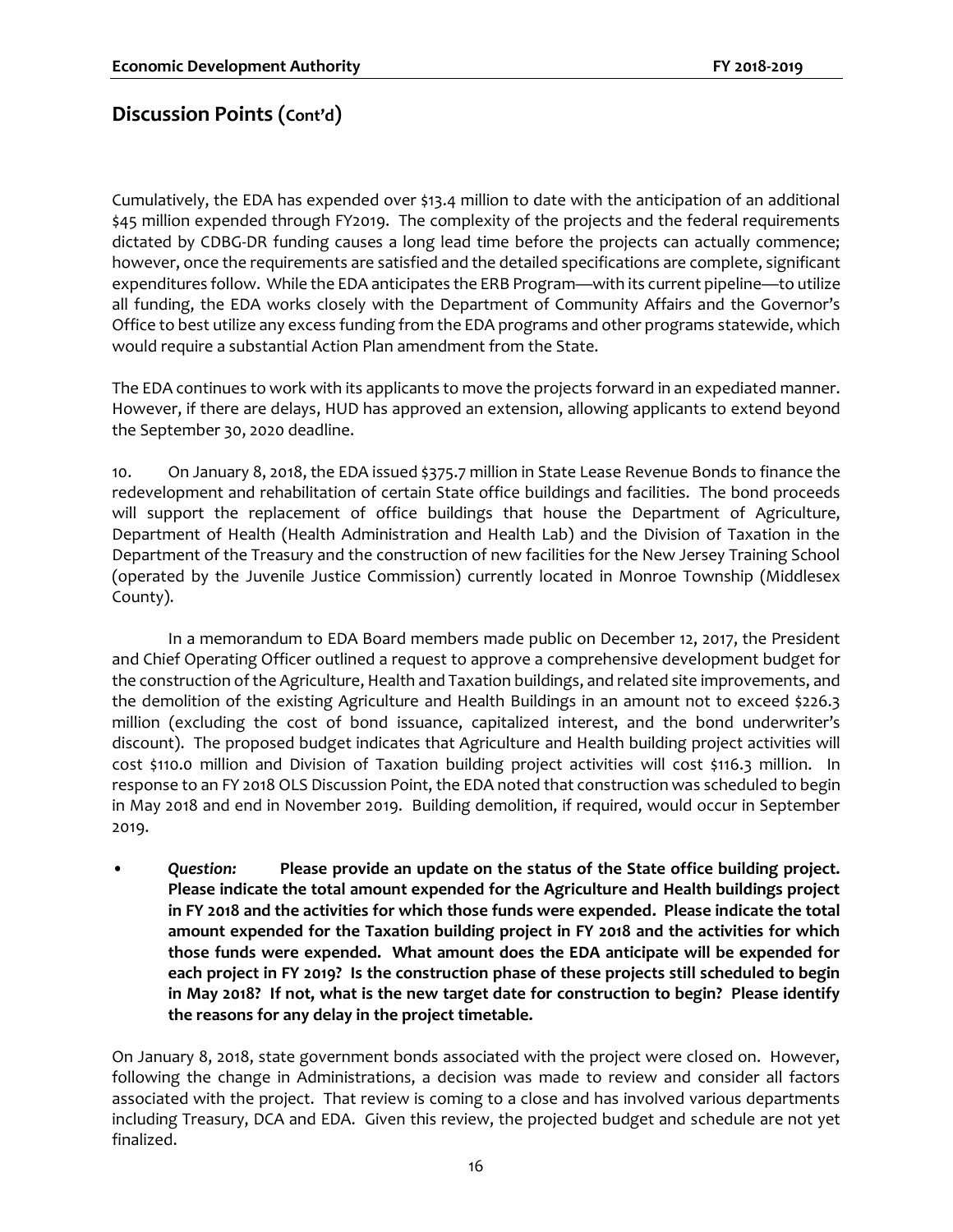## Discussion Points (Cont'd)

Cumulatively, the EDA has expended over $13.4 million to date with the anticipation of an additional $45 million expended through FY2019. The complexity of the projects and the federal requirements dictated by CDBG-DR funding causes a long lead time before the projects can actually commence; however, once the requirements are satisfied and the detailed specifications are complete, significant expenditures follow. While the EDA anticipates the ERB Program—with its current pipeline—to utilize all funding, the EDA works closely with the Department of Community Affairs and the Governor's Office to best utilize any excess funding from the EDA programs and other programs statewide, which would require a substantial Action Plan amendment from the State.

The EDA continues to work with its applicants to move the projects forward in an expediated manner. However, if there are delays, HUD has approved an extension, allowing applicants to extend beyond the September 30, 2020 deadline.

10. On January 8, 2018, the EDA issued $375.7 million in State Lease Revenue Bonds to finance the redevelopment and rehabilitation of certain State office buildings and facilities. The bond proceeds will support the replacement of office buildings that house the Department of Agriculture, Department of Health (Health Administration and Health Lab) and the Division of Taxation in the Department of the Treasury and the construction of new facilities for the New Jersey Training School (operated by the Juvenile Justice Commission) currently located in Monroe Township (Middlesex County).

In a memorandum to EDA Board members made public on December 12, 2017, the President and Chief Operating Officer outlined a request to approve a comprehensive development budget for the construction of the Agriculture, Health and Taxation buildings, and related site improvements, and the demolition of the existing Agriculture and Health Buildings in an amount not to exceed $226.3 million (excluding the cost of bond issuance, capitalized interest, and the bond underwriter's discount). The proposed budget indicates that Agriculture and Health building project activities will cost $110.0 million and Division of Taxation building project activities will cost $116.3 million. In response to an FY 2018 OLS Discussion Point, the EDA noted that construction was scheduled to begin in May 2018 and end in November 2019. Building demolition, if required, would occur in September 2019.

- *Question:* **Please provide an update on the status of the State office building project. Please indicate the total amount expended for the Agriculture and Health buildings project in FY 2018 and the activities for which those funds were expended. Please indicate the total amount expended for the Taxation building project in FY 2018 and the activities for which those funds were expended. What amount does the EDA anticipate will be expended for each project in FY 2019? Is the construction phase of these projects still scheduled to begin in May 2018? If not, what is the new target date for construction to begin? Please identify the reasons for any delay in the project timetable.**

On January 8, 2018, state government bonds associated with the project were closed on. However, following the change in Administrations, a decision was made to review and consider all factors associated with the project. That review is coming to a close and has involved various departments including Treasury, DCA and EDA. Given this review, the projected budget and schedule are not yet finalized.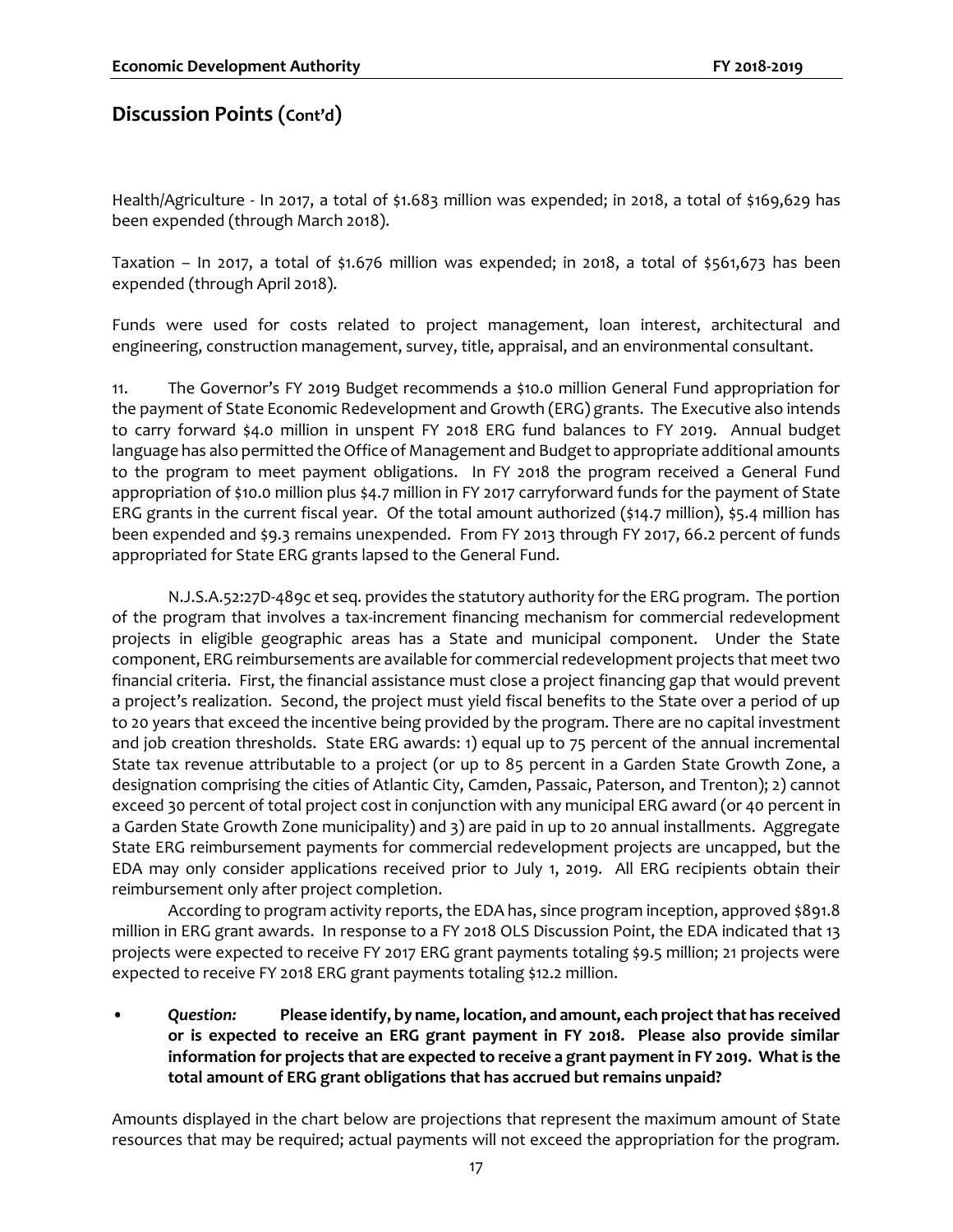## Discussion Points (Cont'd)

Health/Agriculture - In 2017, a total of $1.683 million was expended; in 2018, a total of $169,629 has been expended (through March 2018).

Taxation – In 2017, a total of $1.676 million was expended; in 2018, a total of $561,673 has been expended (through April 2018).

Funds were used for costs related to project management, loan interest, architectural and engineering, construction management, survey, title, appraisal, and an environmental consultant.

11. The Governor's FY 2019 Budget recommends a $10.0 million General Fund appropriation for the payment of State Economic Redevelopment and Growth (ERG) grants. The Executive also intends to carry forward $4.0 million in unspent FY 2018 ERG fund balances to FY 2019. Annual budget language has also permitted the Office of Management and Budget to appropriate additional amounts to the program to meet payment obligations. In FY 2018 the program received a General Fund appropriation of $10.0 million plus $4.7 million in FY 2017 carryforward funds for the payment of State ERG grants in the current fiscal year. Of the total amount authorized ($14.7 million), $5.4 million has been expended and $9.3 remains unexpended. From FY 2013 through FY 2017, 66.2 percent of funds appropriated for State ERG grants lapsed to the General Fund.

N.J.S.A.52:27D-489c et seq. provides the statutory authority for the ERG program. The portion of the program that involves a tax-increment financing mechanism for commercial redevelopment projects in eligible geographic areas has a State and municipal component. Under the State component, ERG reimbursements are available for commercial redevelopment projects that meet two financial criteria. First, the financial assistance must close a project financing gap that would prevent a project's realization. Second, the project must yield fiscal benefits to the State over a period of up to 20 years that exceed the incentive being provided by the program. There are no capital investment and job creation thresholds. State ERG awards: 1) equal up to 75 percent of the annual incremental State tax revenue attributable to a project (or up to 85 percent in a Garden State Growth Zone, a designation comprising the cities of Atlantic City, Camden, Passaic, Paterson, and Trenton); 2) cannot exceed 30 percent of total project cost in conjunction with any municipal ERG award (or 40 percent in a Garden State Growth Zone municipality) and 3) are paid in up to 20 annual installments. Aggregate State ERG reimbursement payments for commercial redevelopment projects are uncapped, but the EDA may only consider applications received prior to July 1, 2019. All ERG recipients obtain their reimbursement only after project completion.

According to program activity reports, the EDA has, since program inception, approved $891.8 million in ERG grant awards. In response to a FY 2018 OLS Discussion Point, the EDA indicated that 13 projects were expected to receive FY 2017 ERG grant payments totaling $9.5 million; 21 projects were expected to receive FY 2018 ERG grant payments totaling $12.2 million.

- *Question:* **Please identify, by name, location, and amount, each project that has received or is expected to receive an ERG grant payment in FY 2018. Please also provide similar information for projects that are expected to receive a grant payment in FY 2019. What is the total amount of ERG grant obligations that has accrued but remains unpaid?**

Amounts displayed in the chart below are projections that represent the maximum amount of State resources that may be required; actual payments will not exceed the appropriation for the program.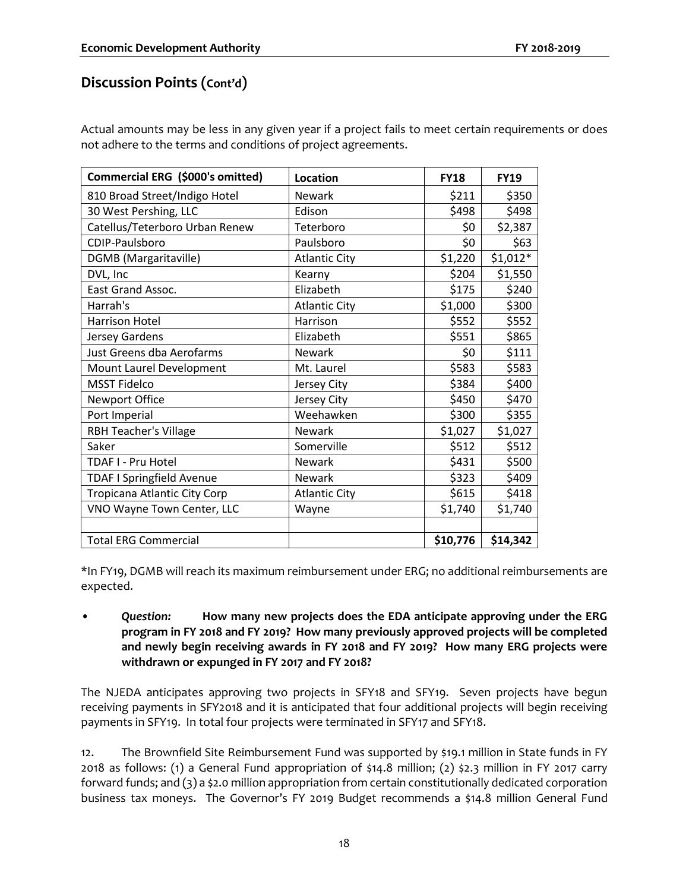## Discussion Points (Cont'd)

Actual amounts may be less in any given year if a project fails to meet certain requirements or does not adhere to the terms and conditions of project agreements.

| Commercial ERG ($000's omitted) | Location | FY18 | FY19 |
|---|---|---|---|
| 810 Broad Street/Indigo Hotel | Newark | $211 | $350 |
| 30 West Pershing, LLC | Edison | $498 | $498 |
| Catellus/Teterboro Urban Renew | Teterboro | $0 | $2,387 |
| CDIP-Paulsboro | Paulsboro | $0 | $63 |
| DGMB (Margaritaville) | Atlantic City | $1,220 | $1,012* |
| DVL, Inc | Kearny | $204 | $1,550 |
| East Grand Assoc. | Elizabeth | $175 | $240 |
| Harrah's | Atlantic City | $1,000 | $300 |
| Harrison Hotel | Harrison | $552 | $552 |
| Jersey Gardens | Elizabeth | $551 | $865 |
| Just Greens dba Aerofarms | Newark | $0 | $111 |
| Mount Laurel Development | Mt. Laurel | $583 | $583 |
| MSST Fidelco | Jersey City | $384 | $400 |
| Newport Office | Jersey City | $450 | $470 |
| Port Imperial | Weehawken | $300 | $355 |
| RBH Teacher's Village | Newark | $1,027 | $1,027 |
| Saker | Somerville | $512 | $512 |
| TDAF I - Pru Hotel | Newark | $431 | $500 |
| TDAF I Springfield Avenue | Newark | $323 | $409 |
| Tropicana Atlantic City Corp | Atlantic City | $615 | $418 |
| VNO Wayne Town Center, LLC | Wayne | $1,740 | $1,740 |
| | | | |
| Total ERG Commercial | | **$10,776** | **$14,342** |

*In FY19, DGMB will reach its maximum reimbursement under ERG; no additional reimbursements are expected.

- *Question:* **How many new projects does the EDA anticipate approving under the ERG program in FY 2018 and FY 2019? How many previously approved projects will be completed and newly begin receiving awards in FY 2018 and FY 2019? How many ERG projects were withdrawn or expunged in FY 2017 and FY 2018?**

The NJEDA anticipates approving two projects in SFY18 and SFY19. Seven projects have begun receiving payments in SFY2018 and it is anticipated that four additional projects will begin receiving payments in SFY19. In total four projects were terminated in SFY17 and SFY18.

12. The Brownfield Site Reimbursement Fund was supported by $19.1 million in State funds in FY 2018 as follows: (1) a General Fund appropriation of $14.8 million; (2) $2.3 million in FY 2017 carry forward funds; and (3) a $2.0 million appropriation from certain constitutionally dedicated corporation business tax moneys. The Governor's FY 2019 Budget recommends a $14.8 million General Fund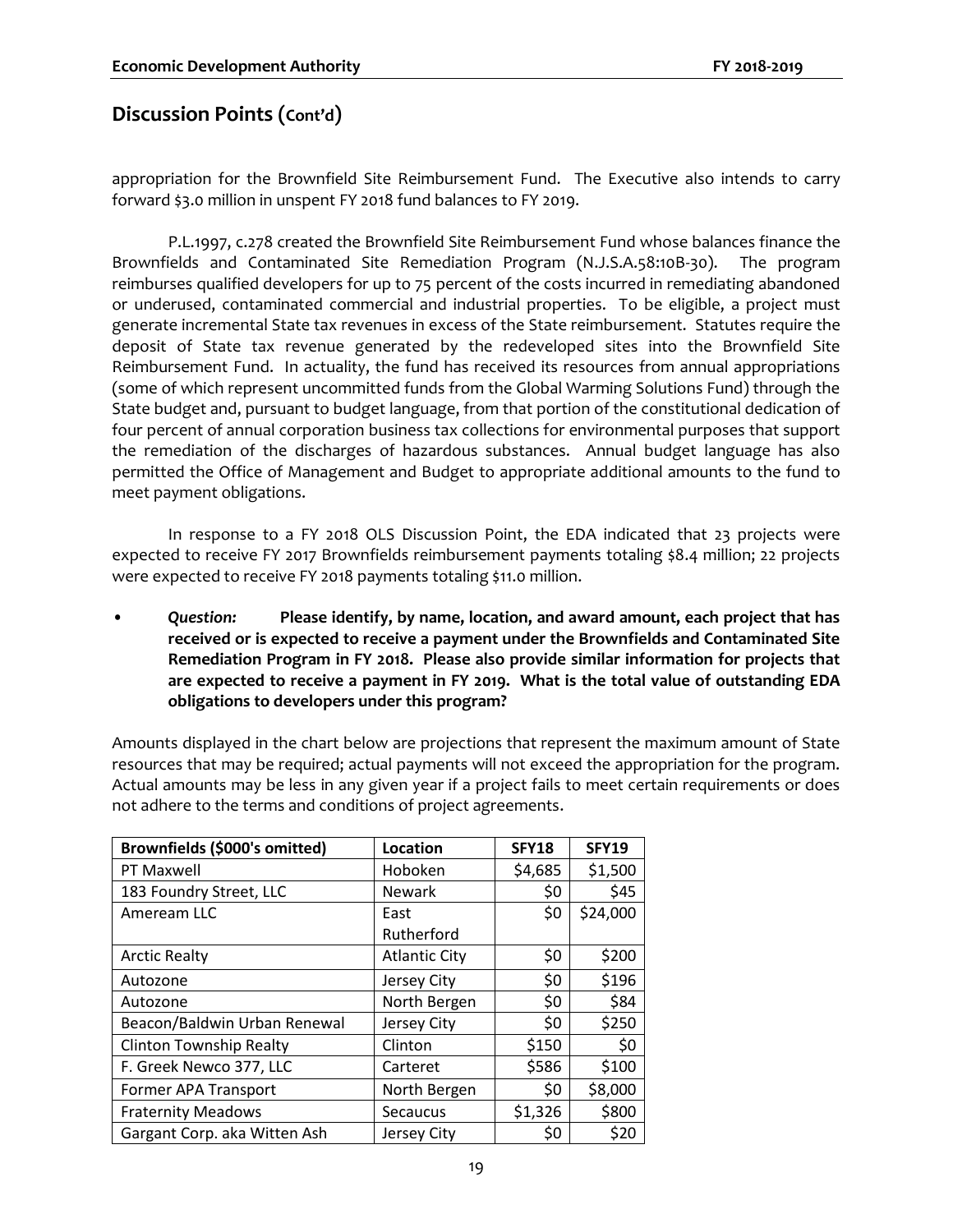## Discussion Points (Cont'd)

appropriation for the Brownfield Site Reimbursement Fund. The Executive also intends to carry forward $3.0 million in unspent FY 2018 fund balances to FY 2019.

P.L.1997, c.278 created the Brownfield Site Reimbursement Fund whose balances finance the Brownfields and Contaminated Site Remediation Program (N.J.S.A.58:10B-30). The program reimburses qualified developers for up to 75 percent of the costs incurred in remediating abandoned or underused, contaminated commercial and industrial properties. To be eligible, a project must generate incremental State tax revenues in excess of the State reimbursement. Statutes require the deposit of State tax revenue generated by the redeveloped sites into the Brownfield Site Reimbursement Fund. In actuality, the fund has received its resources from annual appropriations (some of which represent uncommitted funds from the Global Warming Solutions Fund) through the State budget and, pursuant to budget language, from that portion of the constitutional dedication of four percent of annual corporation business tax collections for environmental purposes that support the remediation of the discharges of hazardous substances. Annual budget language has also permitted the Office of Management and Budget to appropriate additional amounts to the fund to meet payment obligations.

In response to a FY 2018 OLS Discussion Point, the EDA indicated that 23 projects were expected to receive FY 2017 Brownfields reimbursement payments totaling $8.4 million; 22 projects were expected to receive FY 2018 payments totaling $11.0 million.

- *Question:* **Please identify, by name, location, and award amount, each project that has received or is expected to receive a payment under the Brownfields and Contaminated Site Remediation Program in FY 2018. Please also provide similar information for projects that are expected to receive a payment in FY 2019. What is the total value of outstanding EDA obligations to developers under this program?**

Amounts displayed in the chart below are projections that represent the maximum amount of State resources that may be required; actual payments will not exceed the appropriation for the program. Actual amounts may be less in any given year if a project fails to meet certain requirements or does not adhere to the terms and conditions of project agreements.

| Brownfields ($000's omitted) | Location | SFY18 | SFY19 |
|---|---|---|---|
| PT Maxwell | Hoboken | $4,685 | $1,500 |
| 183 Foundry Street, LLC | Newark | $0 | $45 |
| Ameream LLC | East Rutherford | $0 | $24,000 |
| Arctic Realty | Atlantic City | $0 | $200 |
| Autozone | Jersey City | $0 | $196 |
| Autozone | North Bergen | $0 | $84 |
| Beacon/Baldwin Urban Renewal | Jersey City | $0 | $250 |
| Clinton Township Realty | Clinton | $150 | $0 |
| F. Greek Newco 377, LLC | Carteret | $586 | $100 |
| Former APA Transport | North Bergen | $0 | $8,000 |
| Fraternity Meadows | Secaucus | $1,326 | $800 |
| Gargant Corp. aka Witten Ash | Jersey City | $0 | $20 |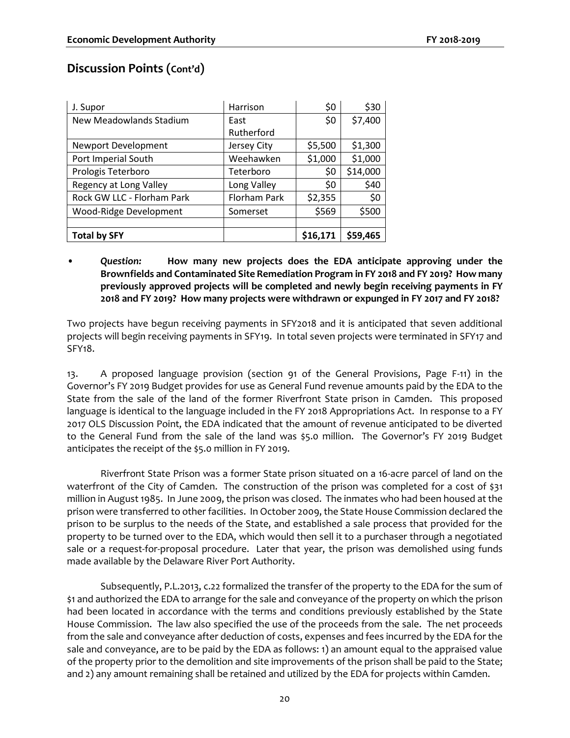## Discussion Points (Cont'd)

| J. Supor | Harrison | $0 | $30 |
|---|---|---|---|
| New Meadowlands Stadium | East Rutherford | $0 | $7,400 |
| Newport Development | Jersey City | $5,500 | $1,300 |
| Port Imperial South | Weehawken | $1,000 | $1,000 |
| Prologis Teterboro | Teterboro | $0 | $14,000 |
| Regency at Long Valley | Long Valley | $0 | $40 |
| Rock GW LLC - Florham Park | Florham Park | $2,355 | $0 |
| Wood-Ridge Development | Somerset | $569 | $500 |
| | | | |
| **Total by SFY** | | **$16,171** | **$59,465** |

- *Question:* **How many new projects does the EDA anticipate approving under the Brownfields and Contaminated Site Remediation Program in FY 2018 and FY 2019? How many previously approved projects will be completed and newly begin receiving payments in FY 2018 and FY 2019? How many projects were withdrawn or expunged in FY 2017 and FY 2018?**

Two projects have begun receiving payments in SFY2018 and it is anticipated that seven additional projects will begin receiving payments in SFY19. In total seven projects were terminated in SFY17 and SFY18.

13. A proposed language provision (section 91 of the General Provisions, Page F-11) in the Governor's FY 2019 Budget provides for use as General Fund revenue amounts paid by the EDA to the State from the sale of the land of the former Riverfront State prison in Camden. This proposed language is identical to the language included in the FY 2018 Appropriations Act. In response to a FY 2017 OLS Discussion Point, the EDA indicated that the amount of revenue anticipated to be diverted to the General Fund from the sale of the land was $5.0 million. The Governor's FY 2019 Budget anticipates the receipt of the $5.0 million in FY 2019.

Riverfront State Prison was a former State prison situated on a 16-acre parcel of land on the waterfront of the City of Camden. The construction of the prison was completed for a cost of $31 million in August 1985. In June 2009, the prison was closed. The inmates who had been housed at the prison were transferred to other facilities. In October 2009, the State House Commission declared the prison to be surplus to the needs of the State, and established a sale process that provided for the property to be turned over to the EDA, which would then sell it to a purchaser through a negotiated sale or a request-for-proposal procedure. Later that year, the prison was demolished using funds made available by the Delaware River Port Authority.

Subsequently, P.L.2013, c.22 formalized the transfer of the property to the EDA for the sum of $1 and authorized the EDA to arrange for the sale and conveyance of the property on which the prison had been located in accordance with the terms and conditions previously established by the State House Commission. The law also specified the use of the proceeds from the sale. The net proceeds from the sale and conveyance after deduction of costs, expenses and fees incurred by the EDA for the sale and conveyance, are to be paid by the EDA as follows: 1) an amount equal to the appraised value of the property prior to the demolition and site improvements of the prison shall be paid to the State; and 2) any amount remaining shall be retained and utilized by the EDA for projects within Camden.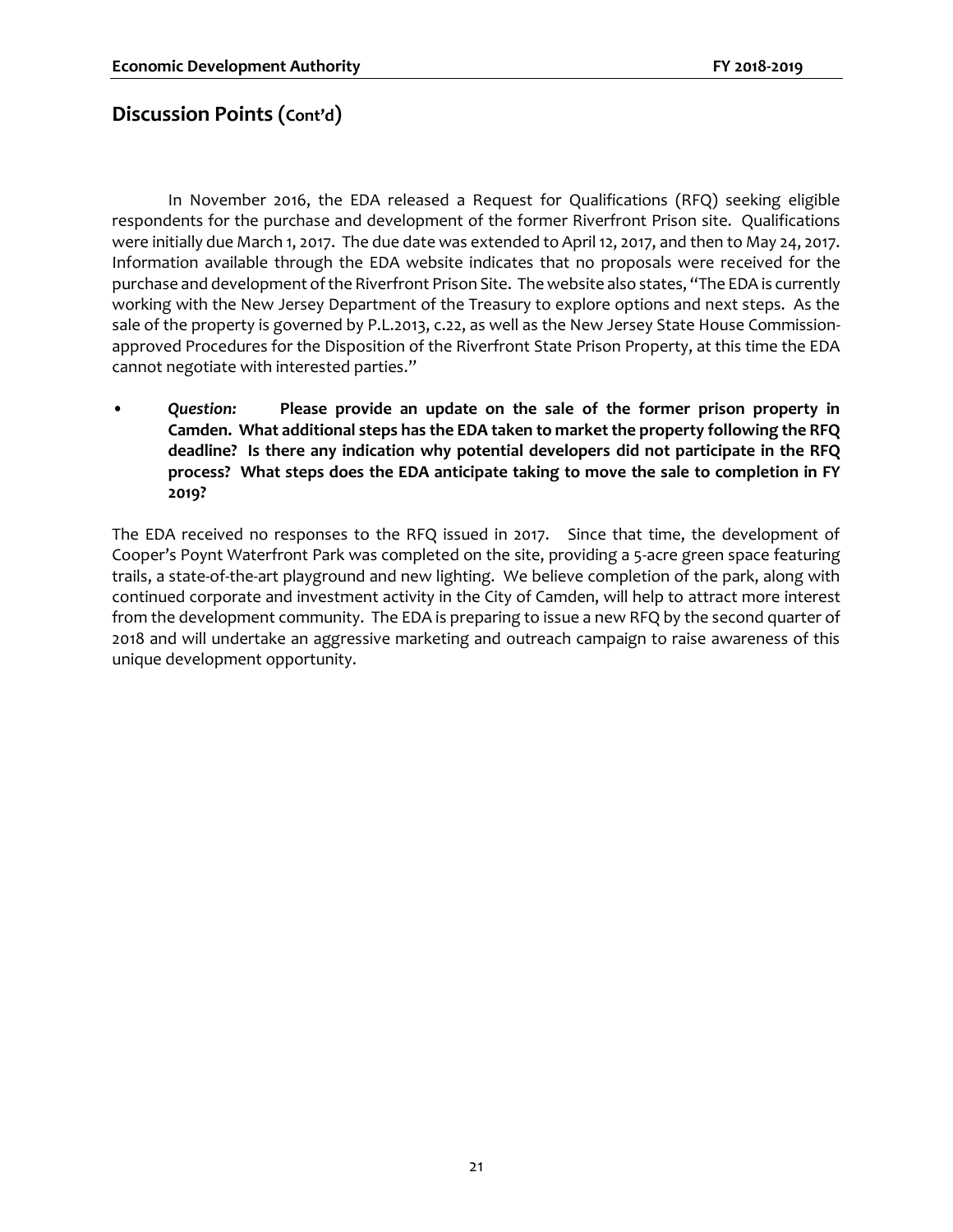## Discussion Points (Cont'd)

In November 2016, the EDA released a Request for Qualifications (RFQ) seeking eligible respondents for the purchase and development of the former Riverfront Prison site. Qualifications were initially due March 1, 2017. The due date was extended to April 12, 2017, and then to May 24, 2017. Information available through the EDA website indicates that no proposals were received for the purchase and development of the Riverfront Prison Site. The website also states, "The EDA is currently working with the New Jersey Department of the Treasury to explore options and next steps. As the sale of the property is governed by P.L.2013, c.22, as well as the New Jersey State House Commission-approved Procedures for the Disposition of the Riverfront State Prison Property, at this time the EDA cannot negotiate with interested parties."

- *Question:* **Please provide an update on the sale of the former prison property in Camden. What additional steps has the EDA taken to market the property following the RFQ deadline? Is there any indication why potential developers did not participate in the RFQ process? What steps does the EDA anticipate taking to move the sale to completion in FY 2019?**

The EDA received no responses to the RFQ issued in 2017. Since that time, the development of Cooper's Poynt Waterfront Park was completed on the site, providing a 5-acre green space featuring trails, a state-of-the-art playground and new lighting. We believe completion of the park, along with continued corporate and investment activity in the City of Camden, will help to attract more interest from the development community. The EDA is preparing to issue a new RFQ by the second quarter of 2018 and will undertake an aggressive marketing and outreach campaign to raise awareness of this unique development opportunity.